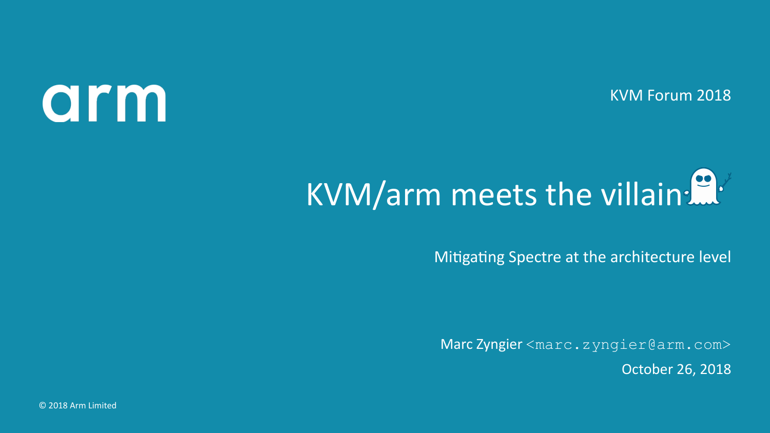arm

KVM Forum 2018

# KVM/arm meets the villain

Mitigating Spectre at the architecture level

Marc Zyngier <marc.zyngier@arm.com>

October 26, 2018

© 2018 Arm Limited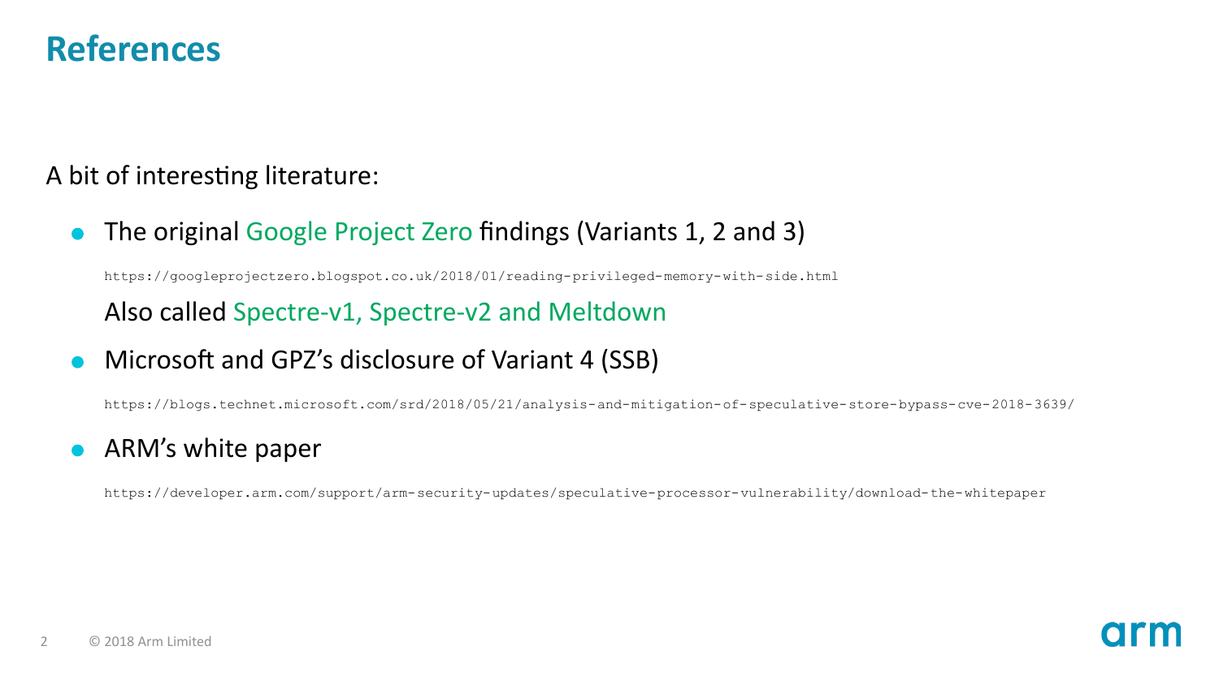# References

A bit of interesting literature:

- The original Google Project Zero findings (Variants 1, 2 and 3)

  https://googleprojectzero.blogspot.co.uk/2018/01/reading-privileged-memory-with-side.html

  Also called Spectre-v1, Spectre-v2 and Meltdown

- Microsoft and GPZ's disclosure of Variant 4 (SSB)

  https://blogs.technet.microsoft.com/srd/2018/05/21/analysis-and-mitigation-of-speculative-store-bypass-cve-2018-3639/

- ARM's white paper

  https://developer.arm.com/support/arm-security-updates/speculative-processor-vulnerability/download-the-whitepaper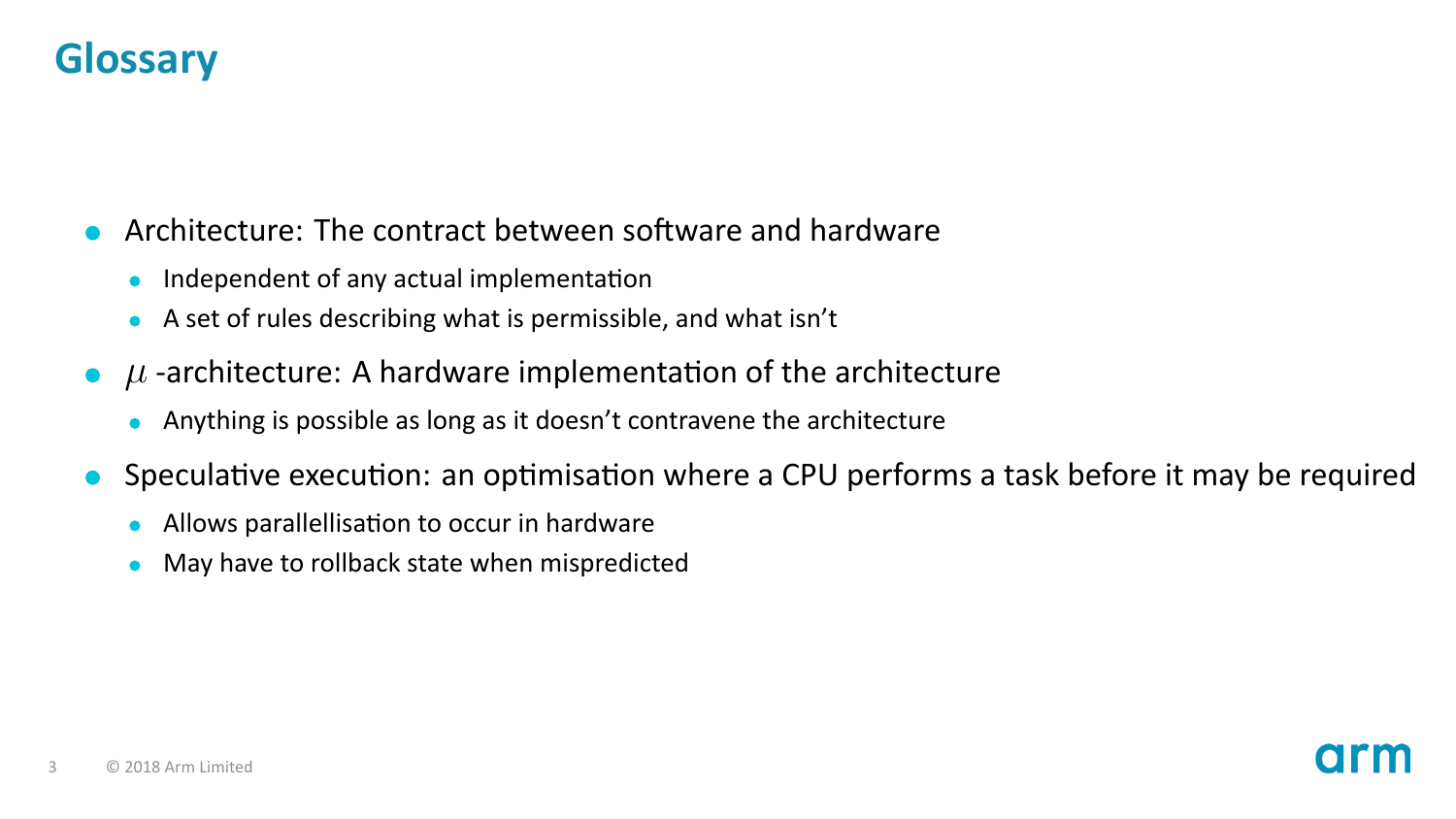# Glossary

- Architecture: The contract between software and hardware
  - Independent of any actual implementation
  - A set of rules describing what is permissible, and what isn't
- $\mu$ -architecture: A hardware implementation of the architecture
  - Anything is possible as long as it doesn't contravene the architecture
- Speculative execution: an optimisation where a CPU performs a task before it may be required
  - Allows parallellisation to occur in hardware
  - May have to rollback state when mispredicted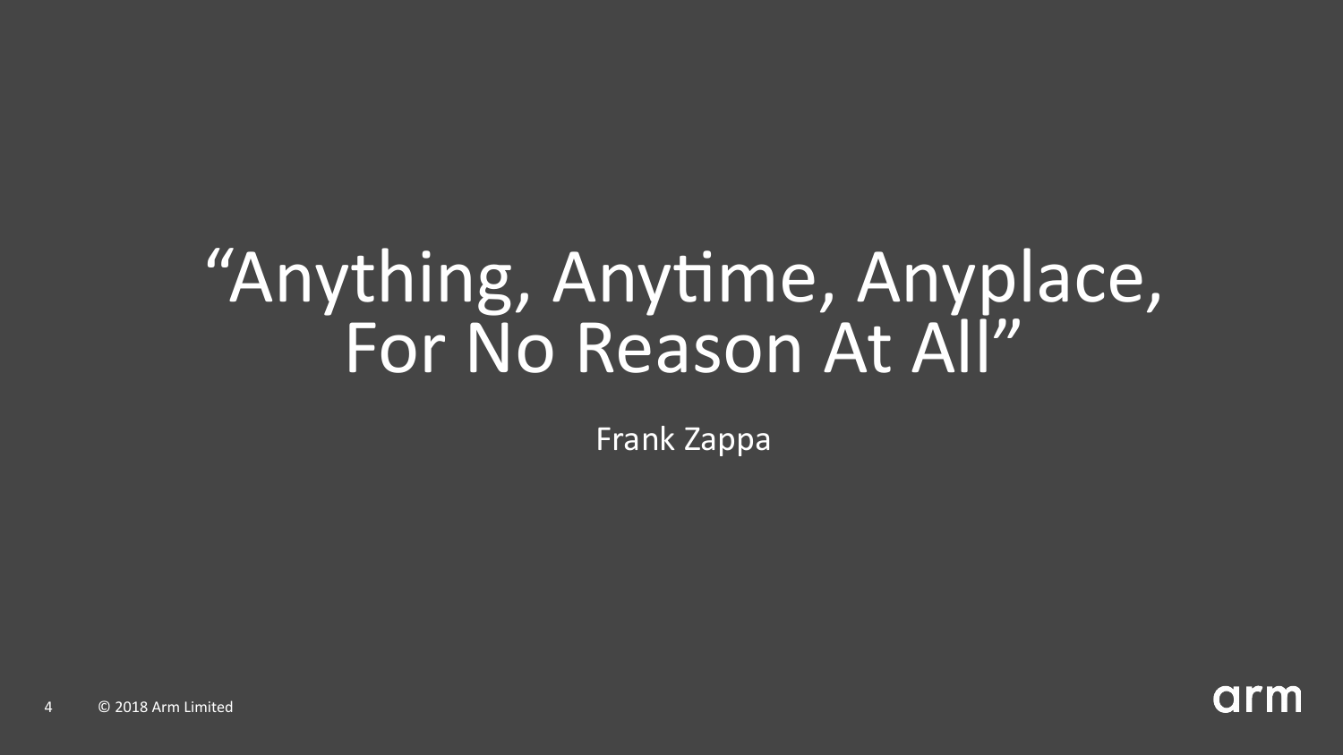# "Anything, Anytime, Anyplace, For No Reason At All"

Frank Zappa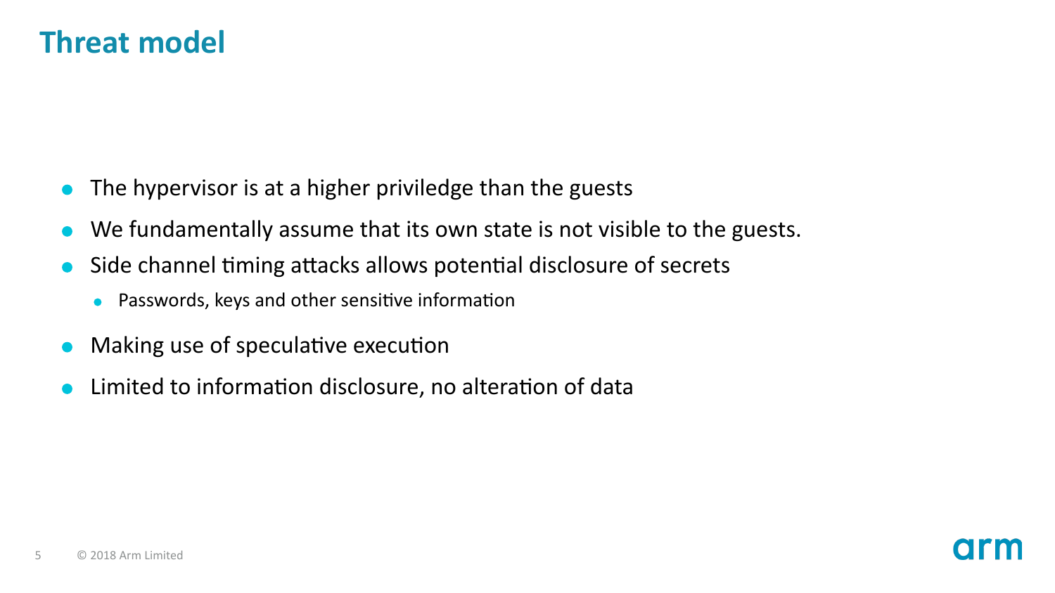# Threat model

- The hypervisor is at a higher priviledge than the guests
- We fundamentally assume that its own state is not visible to the guests.
- Side channel timing attacks allows potential disclosure of secrets
  - Passwords, keys and other sensitive information
- Making use of speculative execution
- Limited to information disclosure, no alteration of data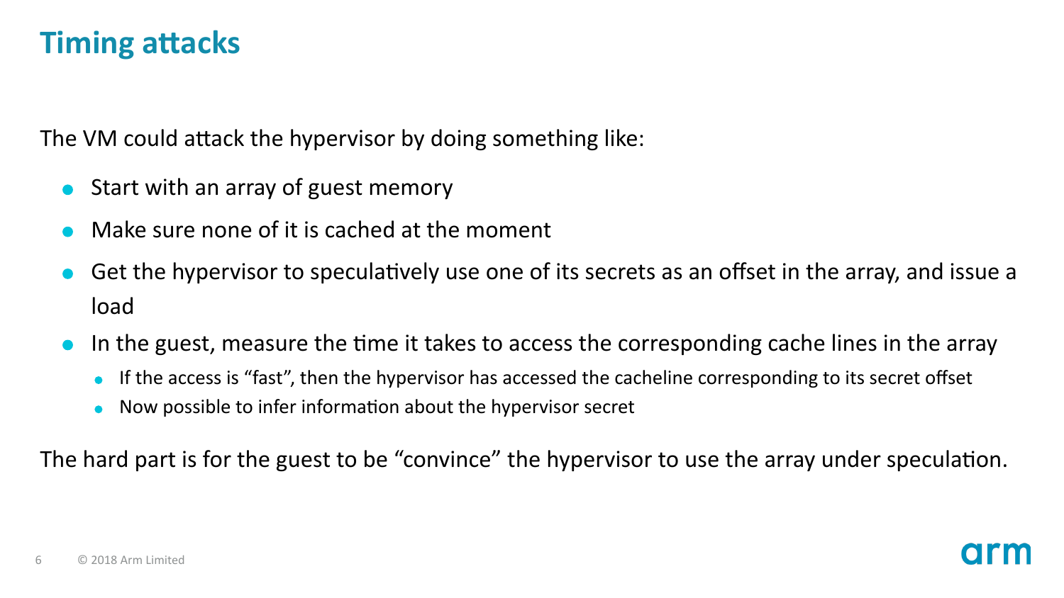# Timing attacks

The VM could attack the hypervisor by doing something like:

- Start with an array of guest memory
- Make sure none of it is cached at the moment
- Get the hypervisor to speculatively use one of its secrets as an offset in the array, and issue a load
- In the guest, measure the time it takes to access the corresponding cache lines in the array
  - If the access is "fast", then the hypervisor has accessed the cacheline corresponding to its secret offset
  - Now possible to infer information about the hypervisor secret

The hard part is for the guest to be "convince" the hypervisor to use the array under speculation.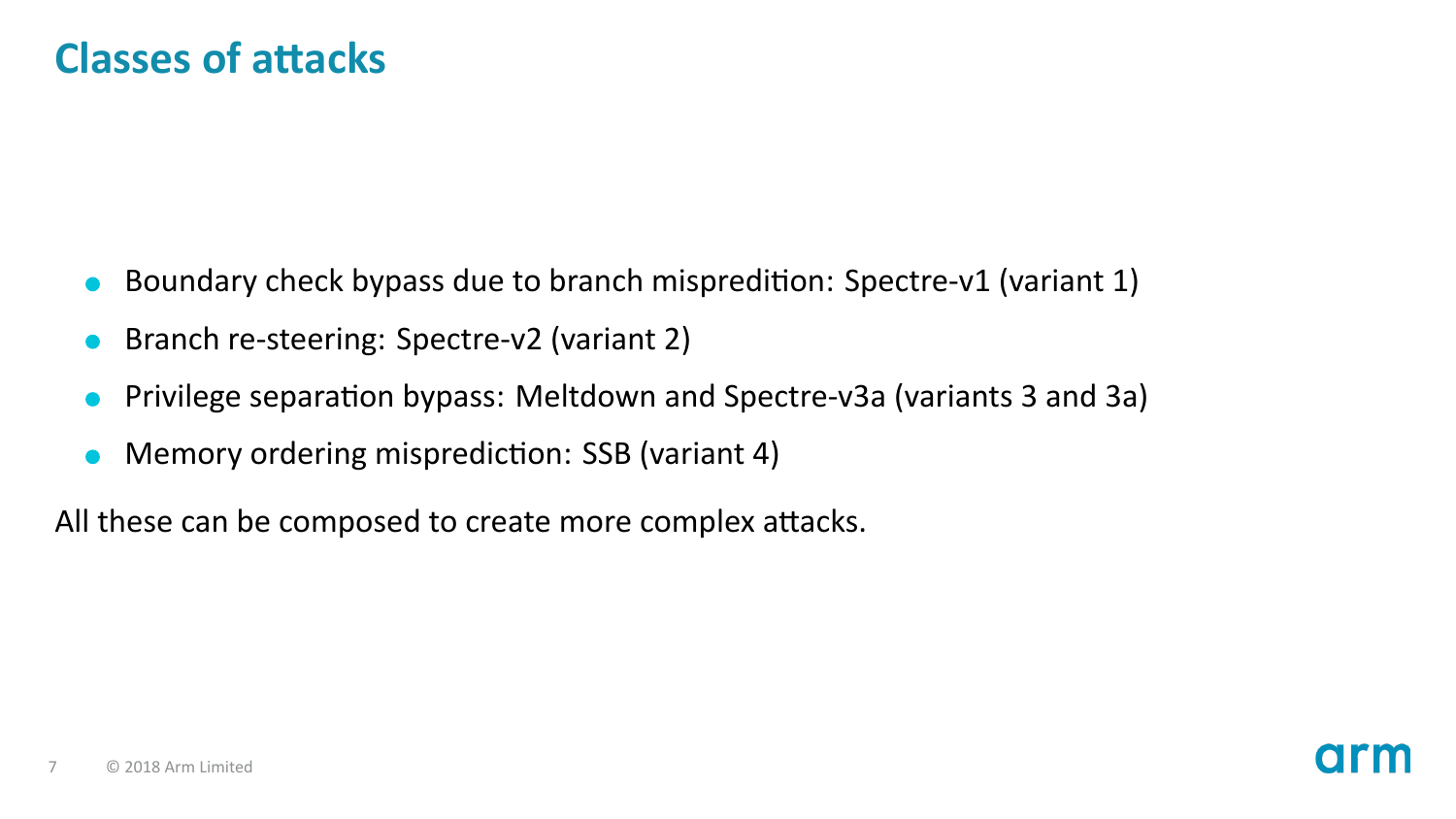# Classes of attacks

- Boundary check bypass due to branch mispredition: Spectre-v1 (variant 1)
- Branch re-steering: Spectre-v2 (variant 2)
- Privilege separation bypass: Meltdown and Spectre-v3a (variants 3 and 3a)
- Memory ordering misprediction: SSB (variant 4)

All these can be composed to create more complex attacks.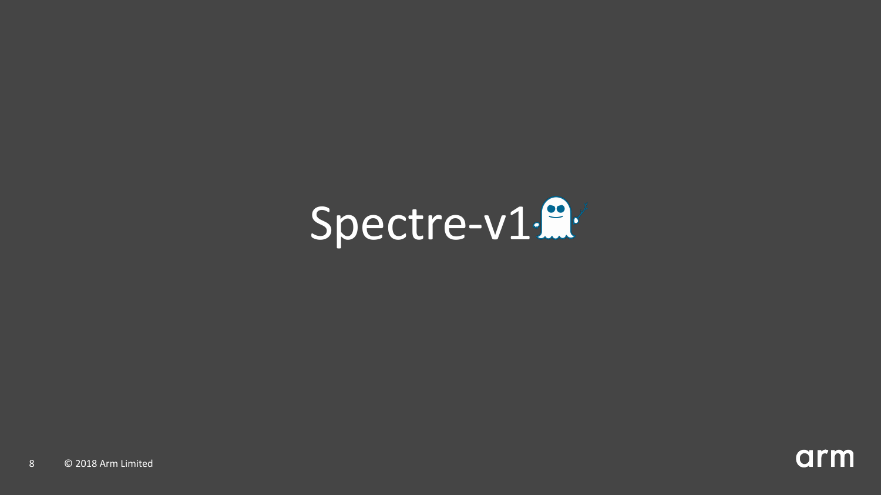# Spectre-v1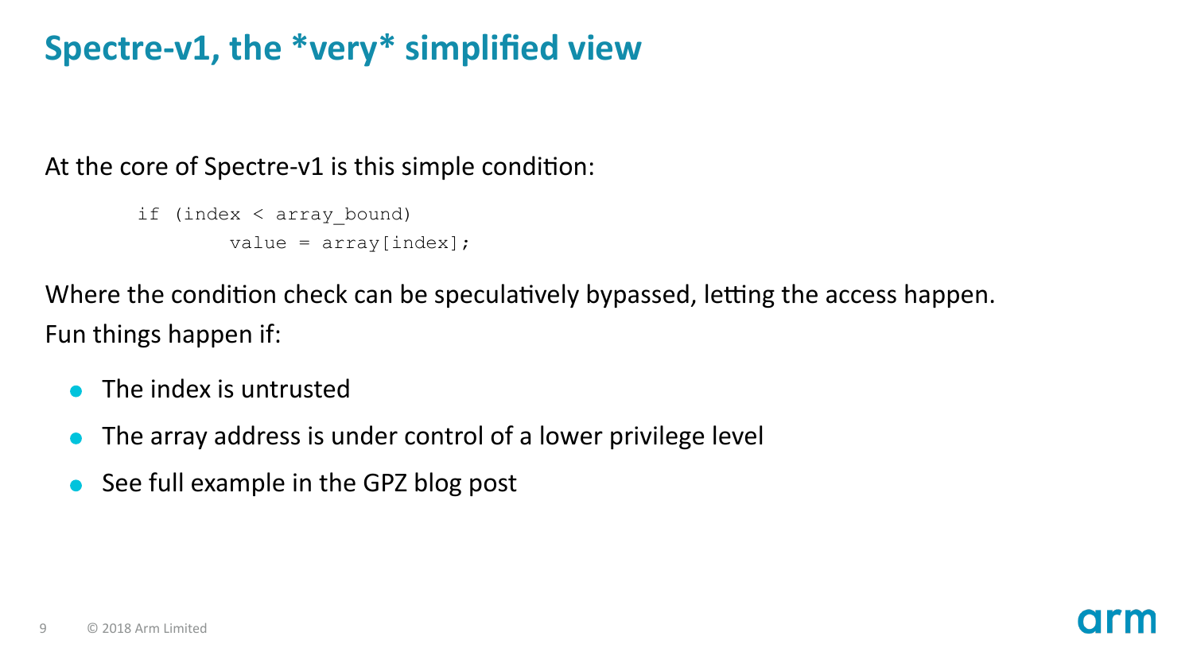# Spectre-v1, the *very* simplified view

At the core of Spectre-v1 is this simple condition:

```
if (index < array_bound)
        value = array[index];
```

Where the condition check can be speculatively bypassed, letting the access happen.

Fun things happen if:

- The index is untrusted
- The array address is under control of a lower privilege level
- See full example in the GPZ blog post

© 2018 Arm Limited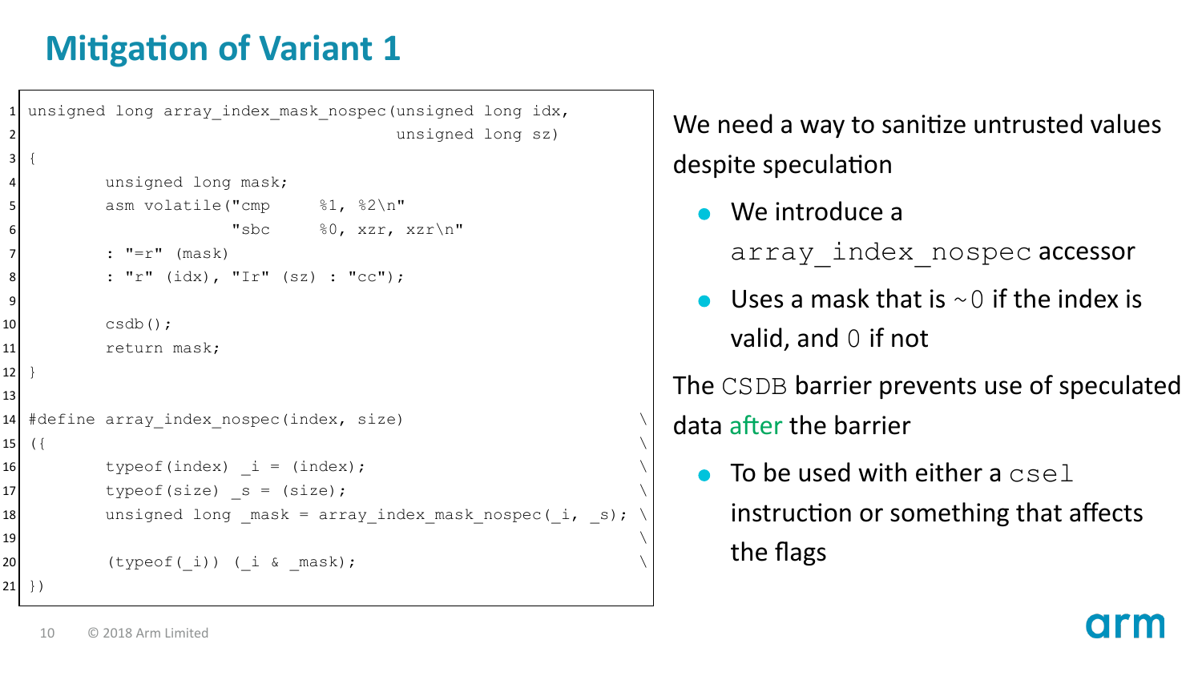# Mitigation of Variant 1

```
unsigned long array_index_mask_nospec(unsigned long idx,
                                      unsigned long sz)
{
        unsigned long mask;
        asm volatile("cmp     %1, %2\n"
                     "sbc     %0, xzr, xzr\n"
        : "=r" (mask)
        : "r" (idx), "Ir" (sz) : "cc");

        csdb();
        return mask;
}

#define array_index_nospec(index, size)                          \
({                                                               \
        typeof(index) _i = (index);                              \
        typeof(size) _s = (size);                                \
        unsigned long _mask = array_index_mask_nospec(_i, _s);   \
                                                                 \
        (typeof(_i)) (_i & _mask);                               \
})
```

We need a way to sanitize untrusted values despite speculation

- We introduce a `array_index_nospec` accessor
- Uses a mask that is `~0` if the index is valid, and `0` if not

The `CSDB` barrier prevents use of speculated data after the barrier

- To be used with either a `csel` instruction or something that affects the flags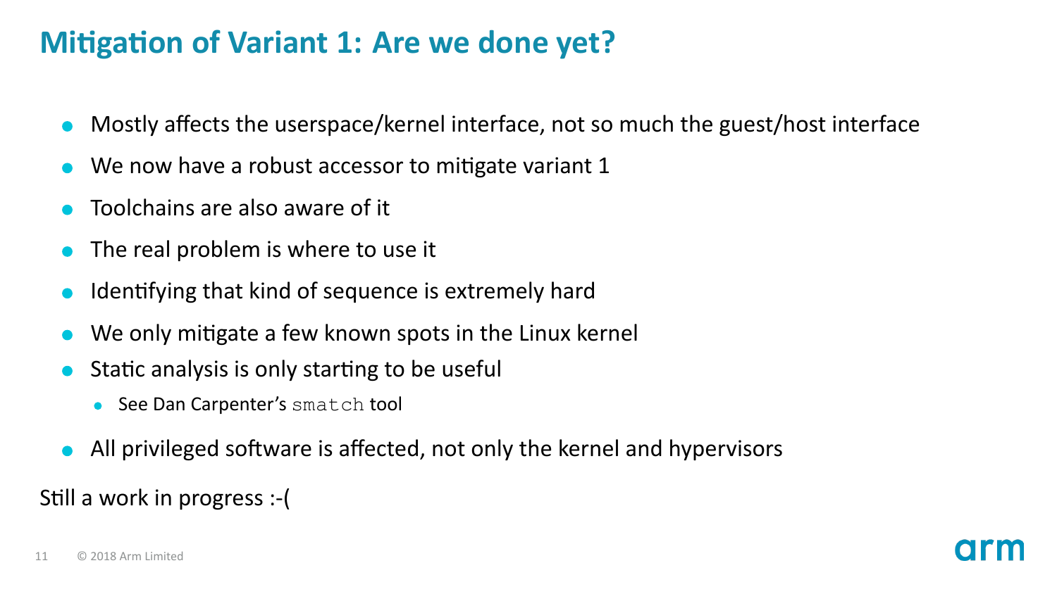# Mitigation of Variant 1: Are we done yet?

- Mostly affects the userspace/kernel interface, not so much the guest/host interface
- We now have a robust accessor to mitigate variant 1
- Toolchains are also aware of it
- The real problem is where to use it
- Identifying that kind of sequence is extremely hard
- We only mitigate a few known spots in the Linux kernel
- Static analysis is only starting to be useful
  - See Dan Carpenter's `smatch` tool
- All privileged software is affected, not only the kernel and hypervisors

Still a work in progress :-(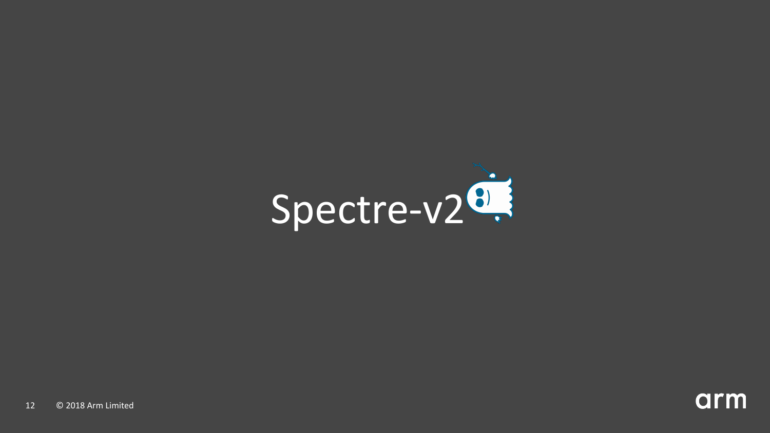# Spectre-v2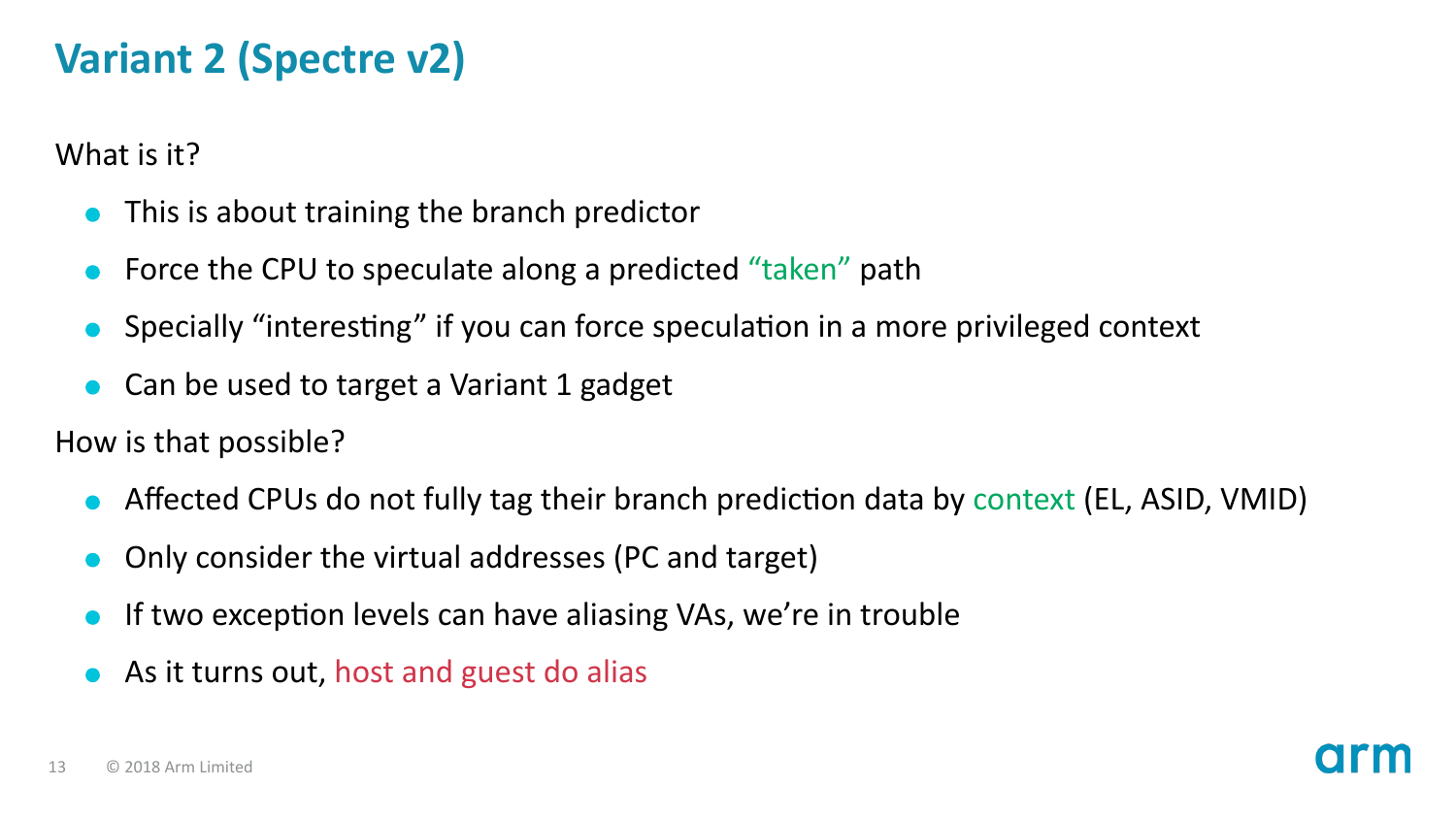# Variant 2 (Spectre v2)

What is it?

- This is about training the branch predictor
- Force the CPU to speculate along a predicted "taken" path
- Specially "interesting" if you can force speculation in a more privileged context
- Can be used to target a Variant 1 gadget

How is that possible?

- Affected CPUs do not fully tag their branch prediction data by context (EL, ASID, VMID)
- Only consider the virtual addresses (PC and target)
- If two exception levels can have aliasing VAs, we're in trouble
- As it turns out, host and guest do alias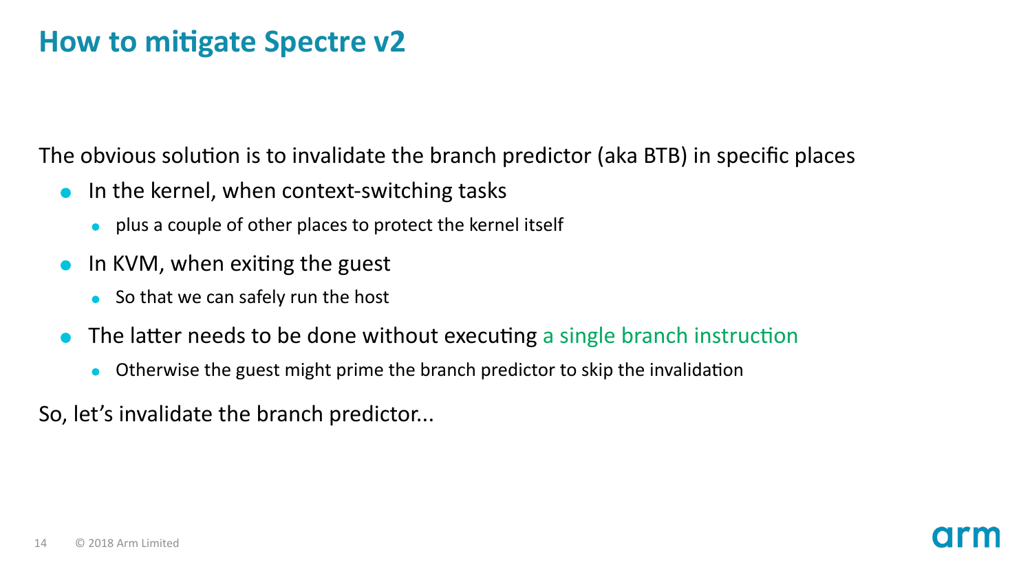# How to mitigate Spectre v2

The obvious solution is to invalidate the branch predictor (aka BTB) in specific places

- In the kernel, when context-switching tasks
  - plus a couple of other places to protect the kernel itself
- In KVM, when exiting the guest
  - So that we can safely run the host
- The latter needs to be done without executing a single branch instruction
  - Otherwise the guest might prime the branch predictor to skip the invalidation

So, let's invalidate the branch predictor...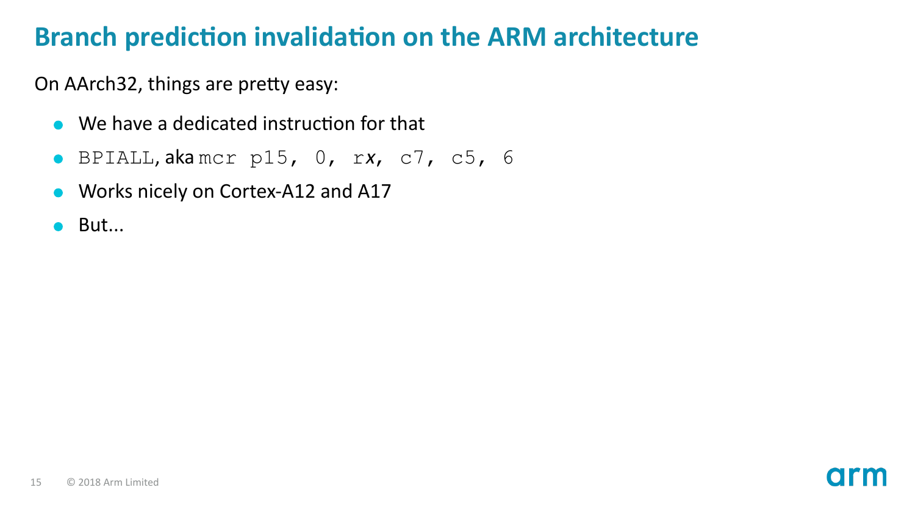# Branch prediction invalidation on the ARM architecture

On AArch32, things are pretty easy:

- We have a dedicated instruction for that
- `BPIALL`, aka `mcr p15, 0, rx, c7, c5, 6`
- Works nicely on Cortex-A12 and A17
- But...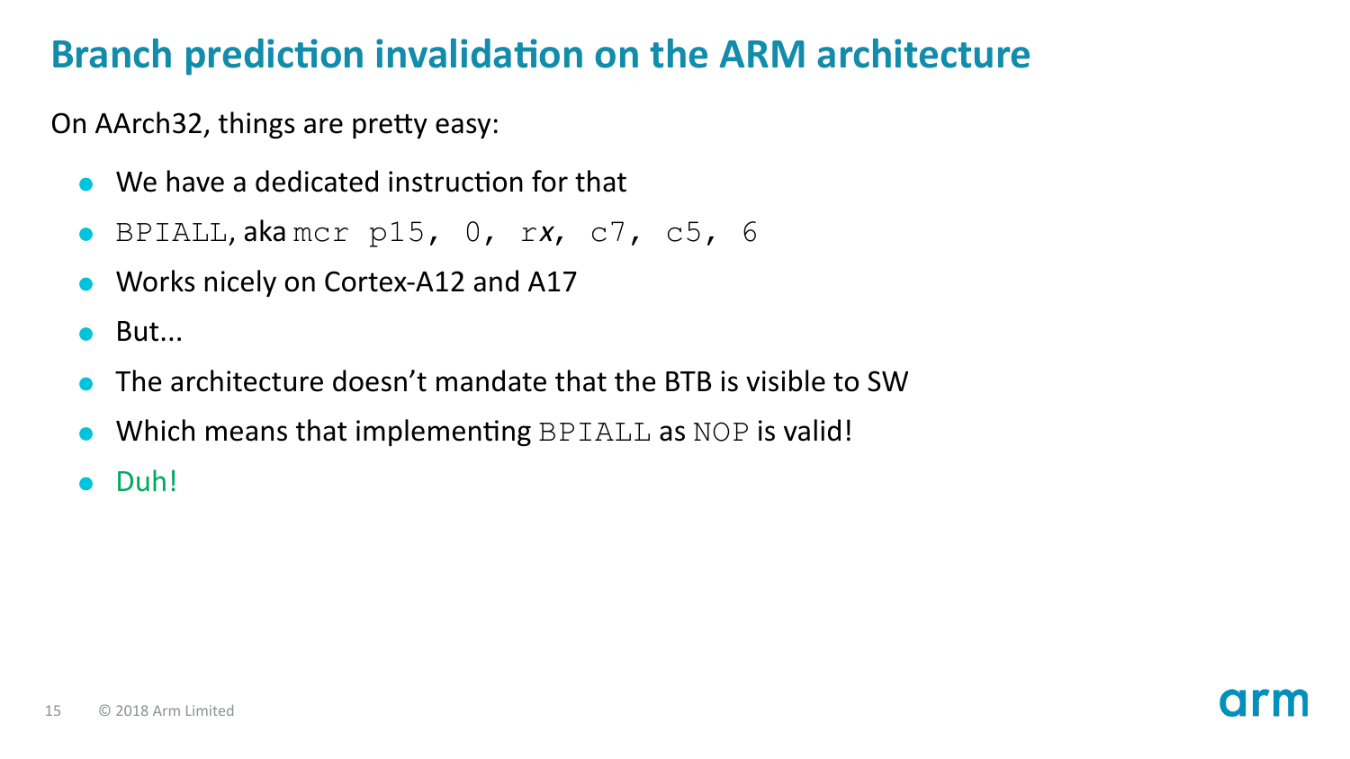# Branch prediction invalidation on the ARM architecture

On AArch32, things are pretty easy:

- We have a dedicated instruction for that
- `BPIALL`, aka `mcr p15, 0, rx, c7, c5, 6`
- Works nicely on Cortex-A12 and A17
- But...
- The architecture doesn't mandate that the BTB is visible to SW
- Which means that implementing `BPIALL` as `NOP` is valid!
- Duh!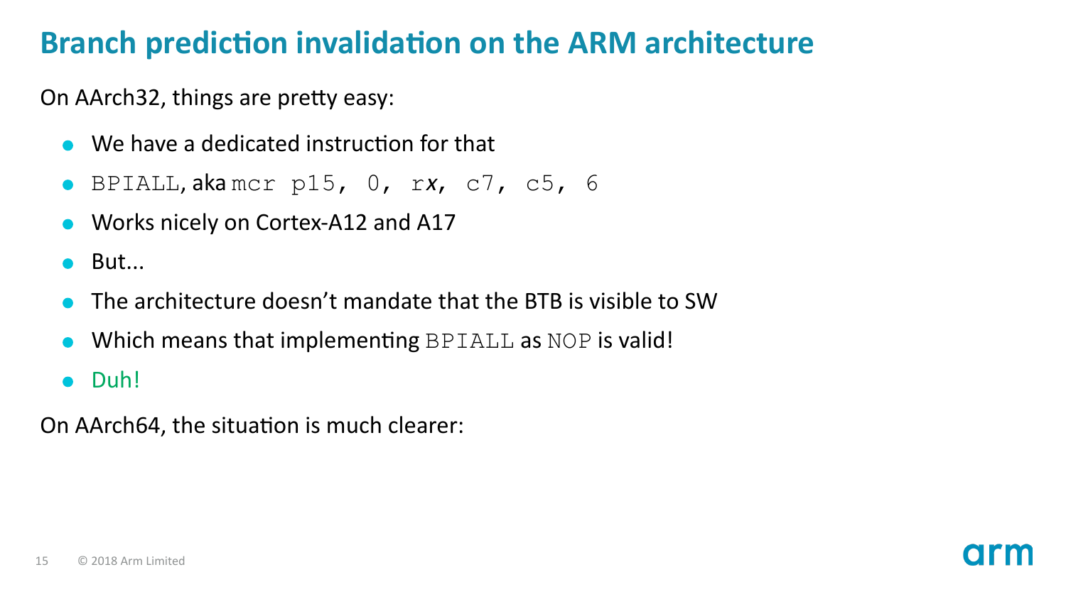# Branch prediction invalidation on the ARM architecture

On AArch32, things are pretty easy:

- We have a dedicated instruction for that
- `BPIALL`, aka `mcr p15, 0, rx, c7, c5, 6`
- Works nicely on Cortex-A12 and A17
- But...
- The architecture doesn't mandate that the BTB is visible to SW
- Which means that implementing `BPIALL` as `NOP` is valid!
- Duh!

On AArch64, the situation is much clearer: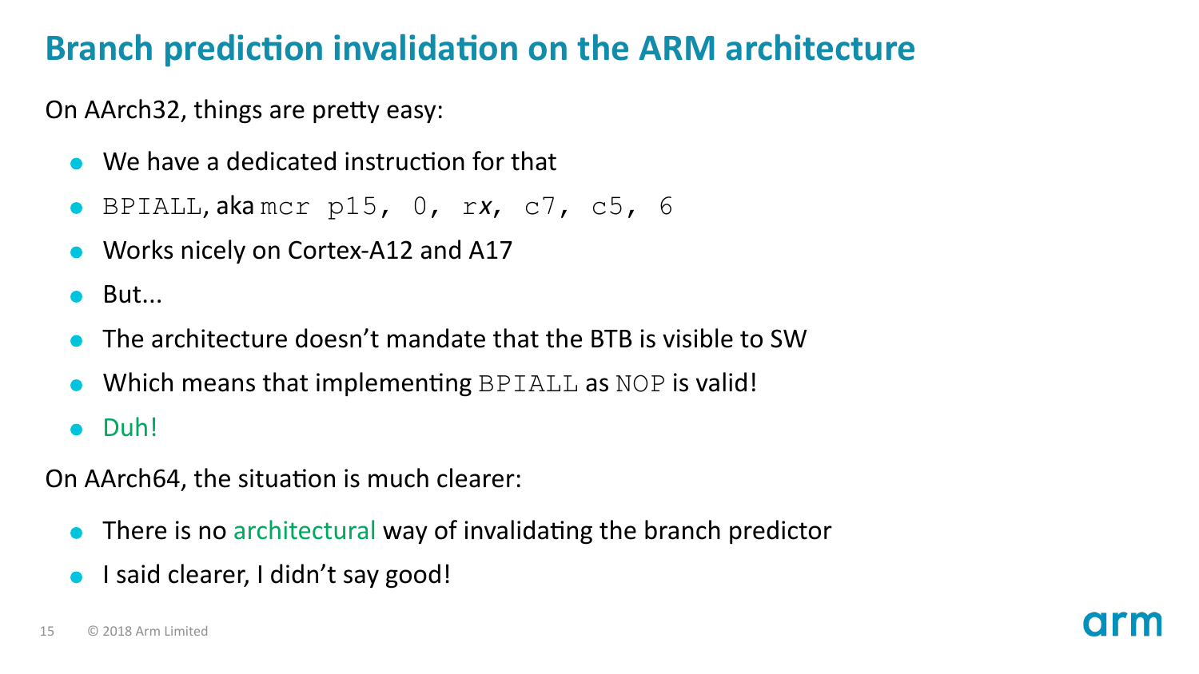# Branch prediction invalidation on the ARM architecture

On AArch32, things are pretty easy:

- We have a dedicated instruction for that
- `BPIALL`, aka `mcr p15, 0, rx, c7, c5, 6`
- Works nicely on Cortex-A12 and A17
- But...
- The architecture doesn't mandate that the BTB is visible to SW
- Which means that implementing `BPIALL` as `NOP` is valid!
- Duh!

On AArch64, the situation is much clearer:

- There is no architectural way of invalidating the branch predictor
- I said clearer, I didn't say good!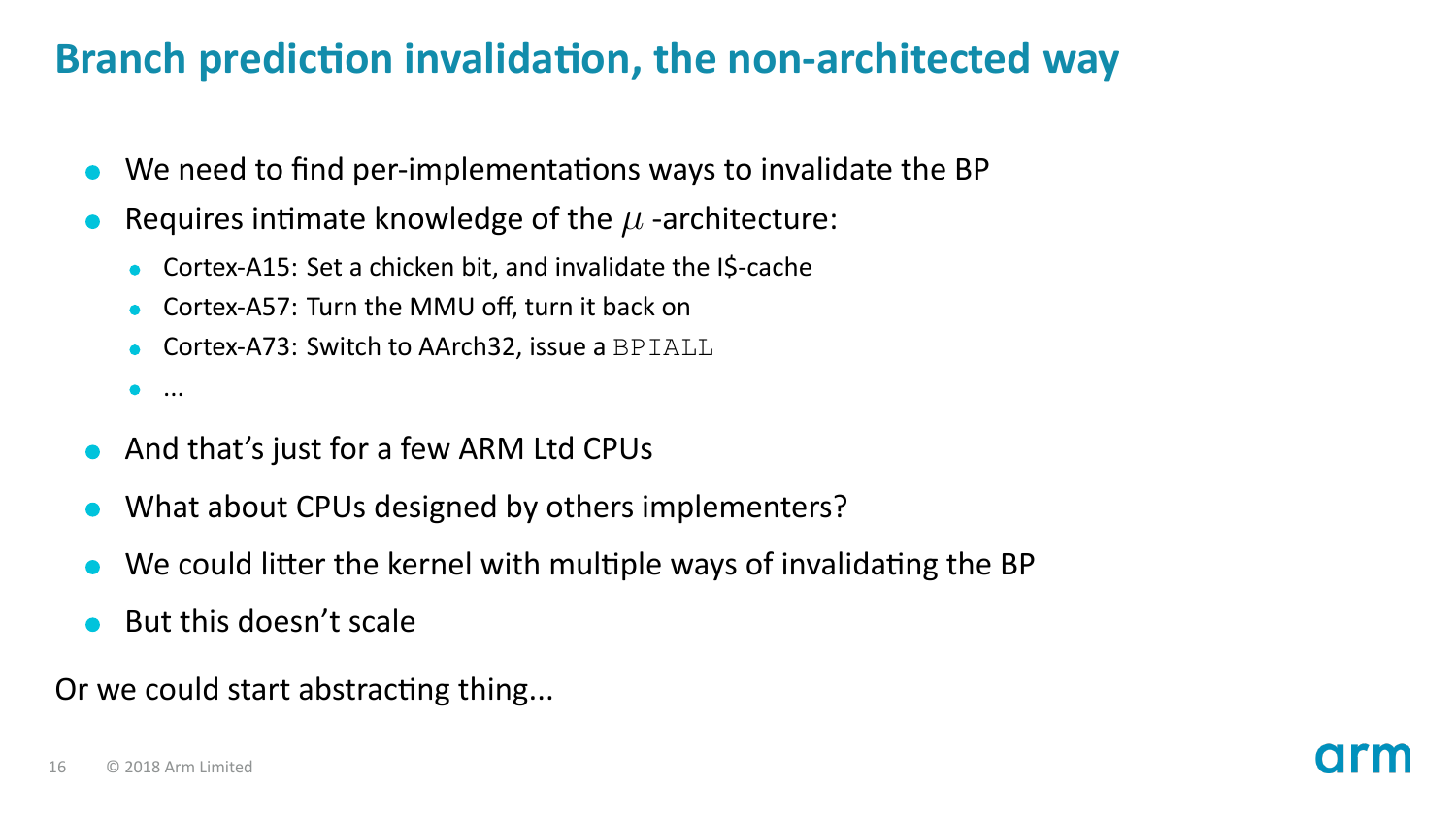# Branch prediction invalidation, the non-architected way

- We need to find per-implementations ways to invalidate the BP
- Requires intimate knowledge of the $\mu$ -architecture:
  - Cortex-A15: Set a chicken bit, and invalidate the I$-cache
  - Cortex-A57: Turn the MMU off, turn it back on
  - Cortex-A73: Switch to AArch32, issue a `BPIALL`
  - ...
- And that's just for a few ARM Ltd CPUs
- What about CPUs designed by others implementers?
- We could litter the kernel with multiple ways of invalidating the BP
- But this doesn't scale

Or we could start abstracting thing...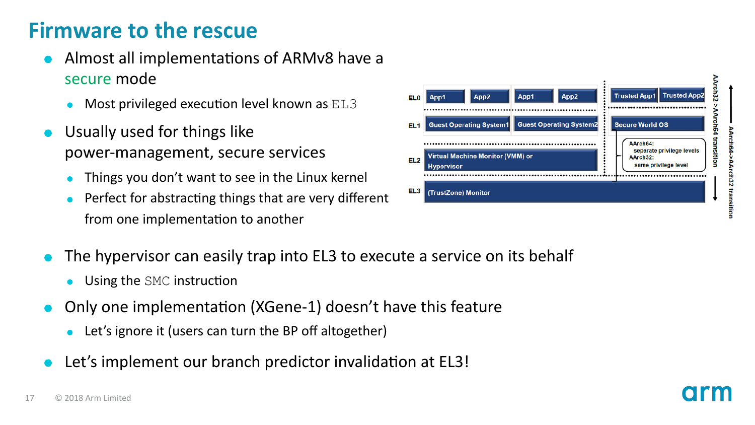# Firmware to the rescue

- Almost all implementations of ARMv8 have a secure mode
  - Most privileged execution level known as `EL3`
- Usually used for things like power-management, secure services
  - Things you don't want to see in the Linux kernel
  - Perfect for abstracting things that are very different from one implementation to another
- The hypervisor can easily trap into EL3 to execute a service on its behalf
  - Using the `SMC` instruction
- Only one implementation (XGene-1) doesn't have this feature
  - Let's ignore it (users can turn the BP off altogether)
- Let's implement our branch predictor invalidation at EL3!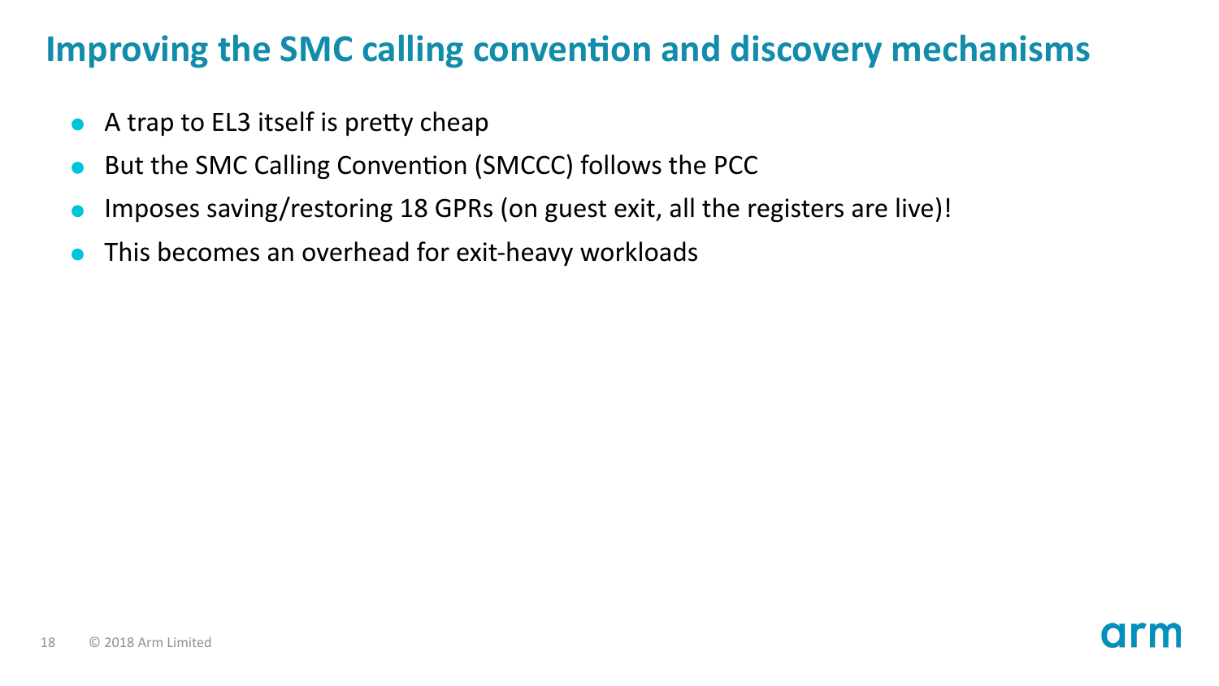# Improving the SMC calling convention and discovery mechanisms

- A trap to EL3 itself is pretty cheap
- But the SMC Calling Convention (SMCCC) follows the PCC
- Imposes saving/restoring 18 GPRs (on guest exit, all the registers are live)!
- This becomes an overhead for exit-heavy workloads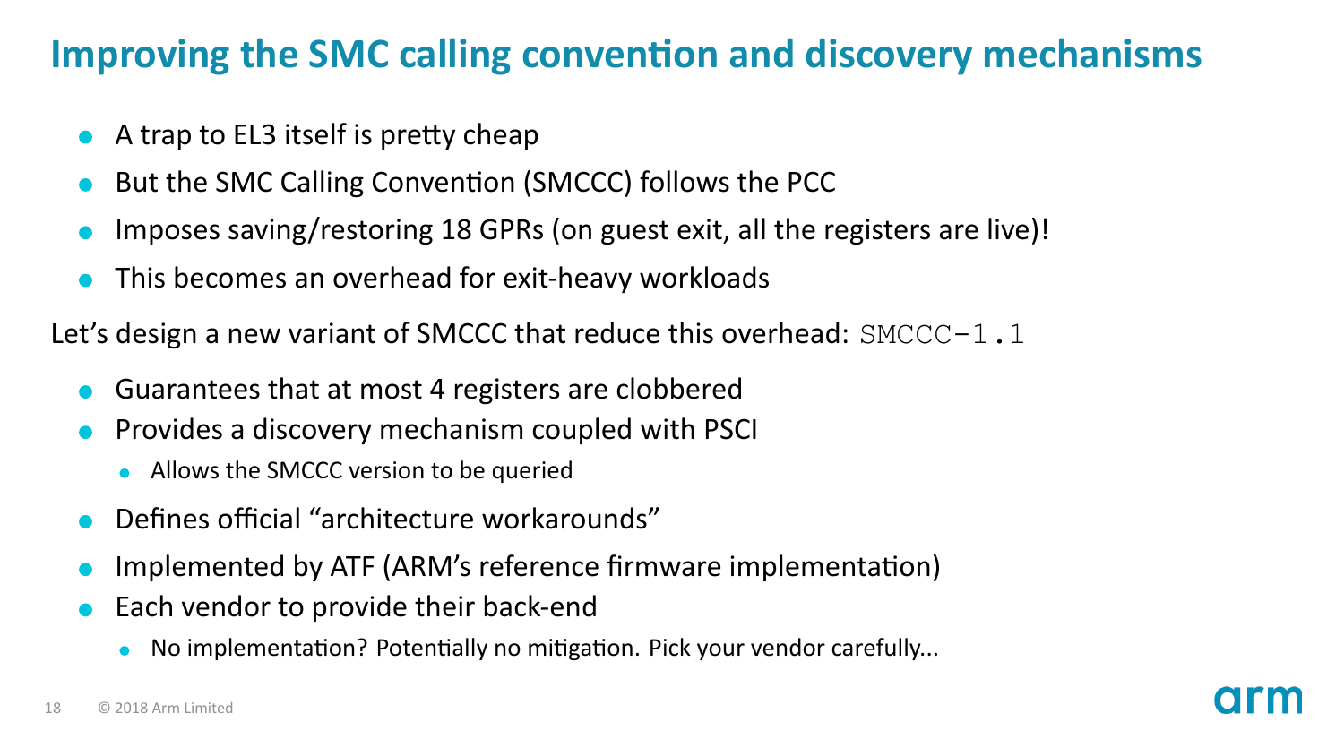# Improving the SMC calling convention and discovery mechanisms

- A trap to EL3 itself is pretty cheap
- But the SMC Calling Convention (SMCCC) follows the PCC
- Imposes saving/restoring 18 GPRs (on guest exit, all the registers are live)!
- This becomes an overhead for exit-heavy workloads

Let's design a new variant of SMCCC that reduce this overhead: `SMCCC-1.1`

- Guarantees that at most 4 registers are clobbered
- Provides a discovery mechanism coupled with PSCI
  - Allows the SMCCC version to be queried
- Defines official "architecture workarounds"
- Implemented by ATF (ARM's reference firmware implementation)
- Each vendor to provide their back-end
  - No implementation? Potentially no mitigation. Pick your vendor carefully...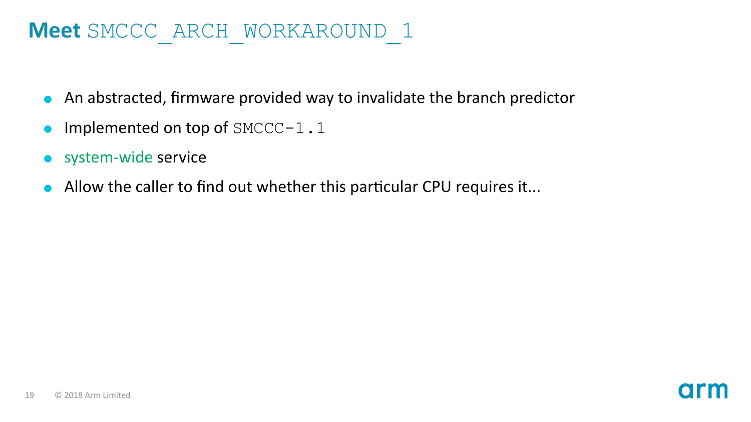# **Meet** `SMCCC_ARCH_WORKAROUND_1`

- An abstracted, firmware provided way to invalidate the branch predictor
- Implemented on top of `SMCCC-1.1`
- system-wide service
- Allow the caller to find out whether this particular CPU requires it...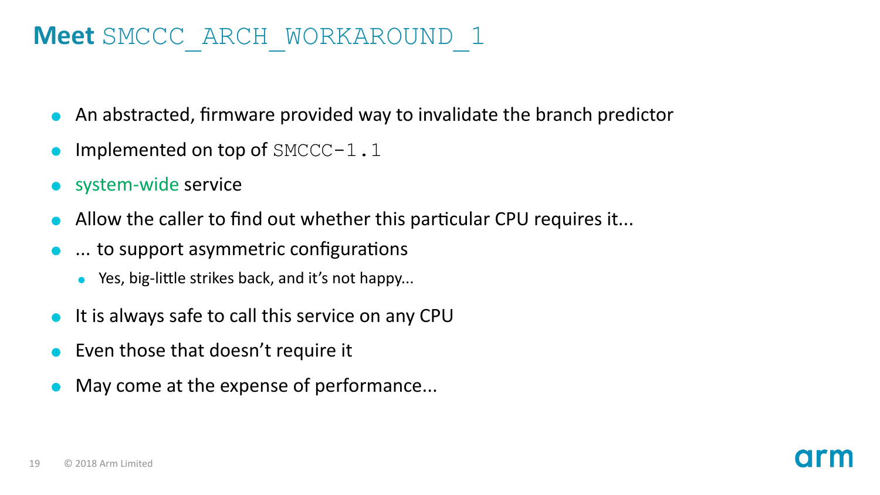# **Meet** `SMCCC_ARCH_WORKAROUND_1`

- An abstracted, firmware provided way to invalidate the branch predictor
- Implemented on top of `SMCCC-1.1`
- system-wide service
- Allow the caller to find out whether this particular CPU requires it...
- ... to support asymmetric configurations
  - Yes, big-little strikes back, and it's not happy...
- It is always safe to call this service on any CPU
- Even those that doesn't require it
- May come at the expense of performance...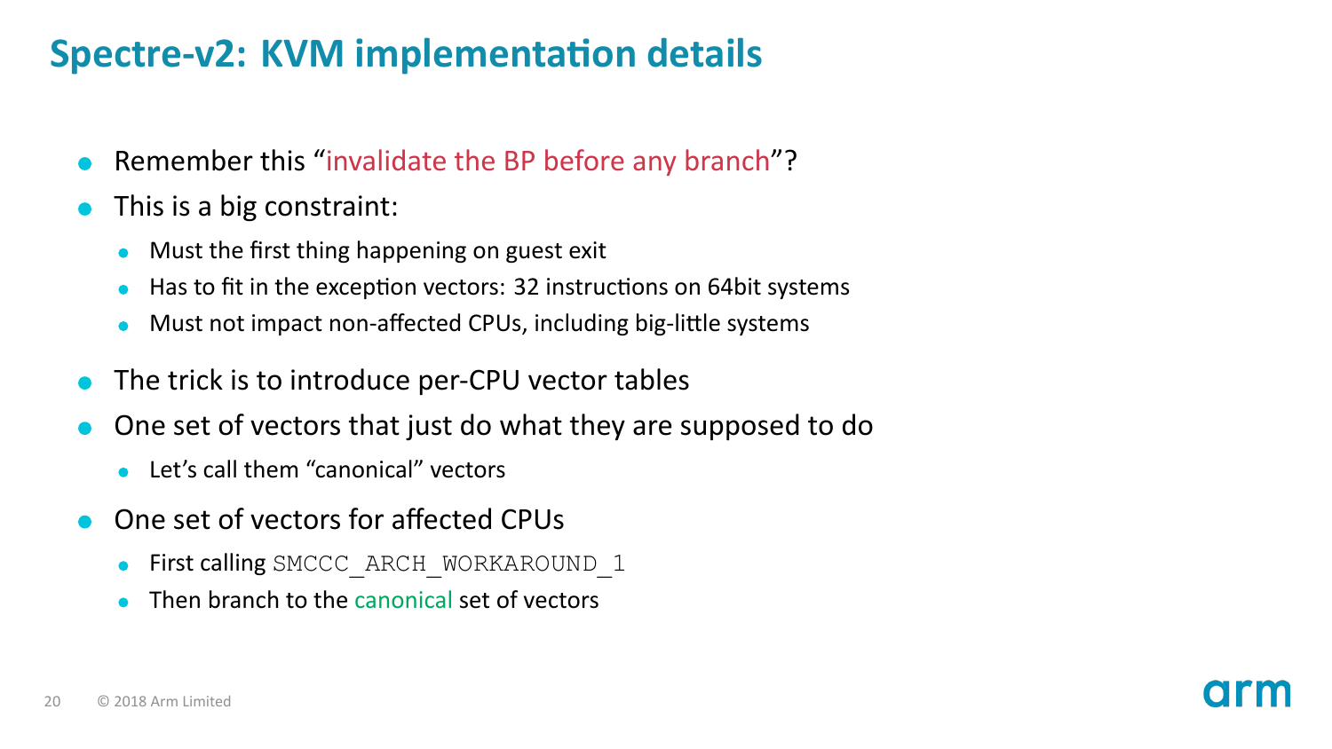# Spectre-v2: KVM implementation details

- Remember this "invalidate the BP before any branch"?
- This is a big constraint:
  - Must the first thing happening on guest exit
  - Has to fit in the exception vectors: 32 instructions on 64bit systems
  - Must not impact non-affected CPUs, including big-little systems
- The trick is to introduce per-CPU vector tables
- One set of vectors that just do what they are supposed to do
  - Let's call them "canonical" vectors
- One set of vectors for affected CPUs
  - First calling `SMCCC_ARCH_WORKAROUND_1`
  - Then branch to the canonical set of vectors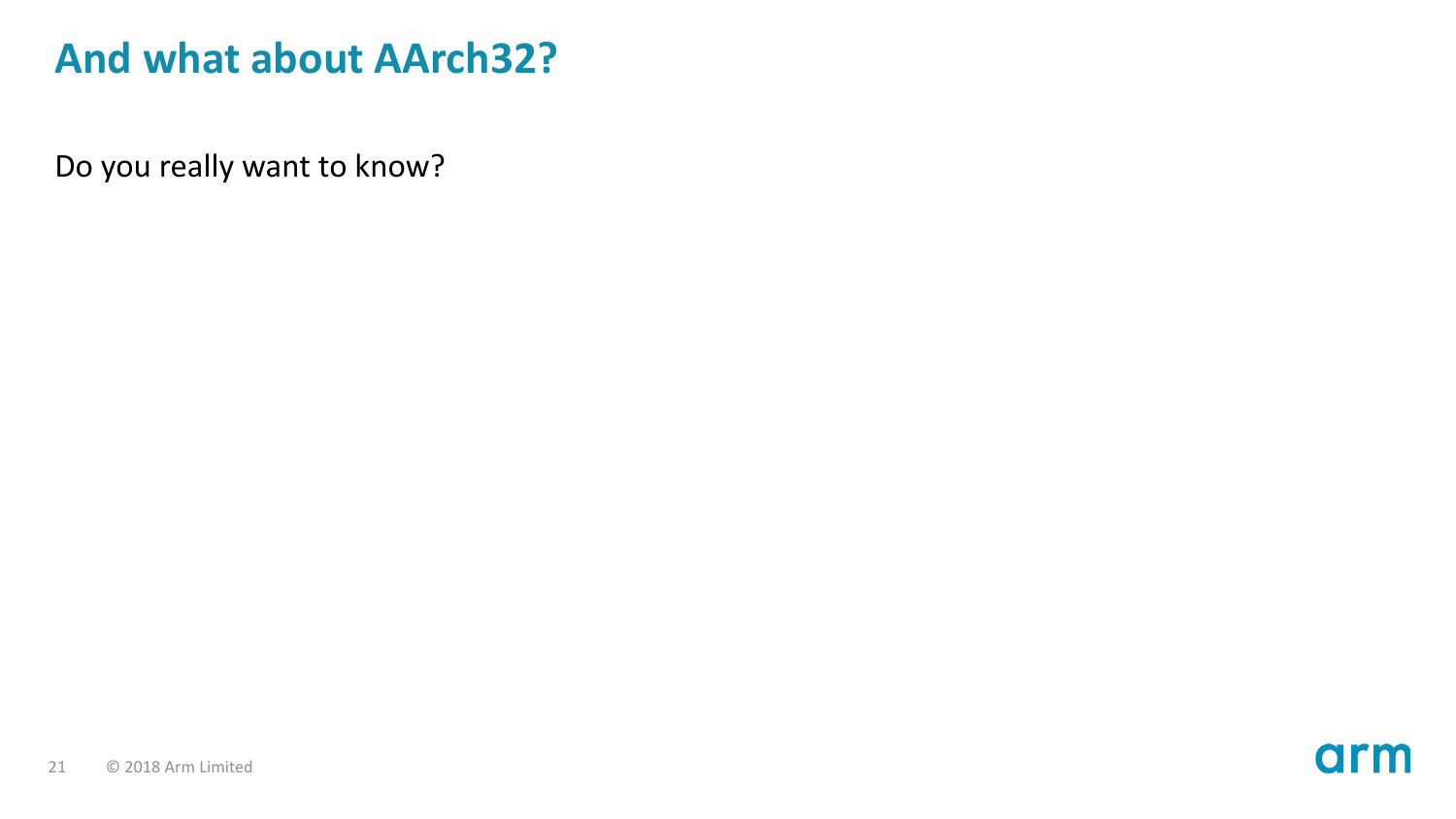# And what about AArch32?

Do you really want to know?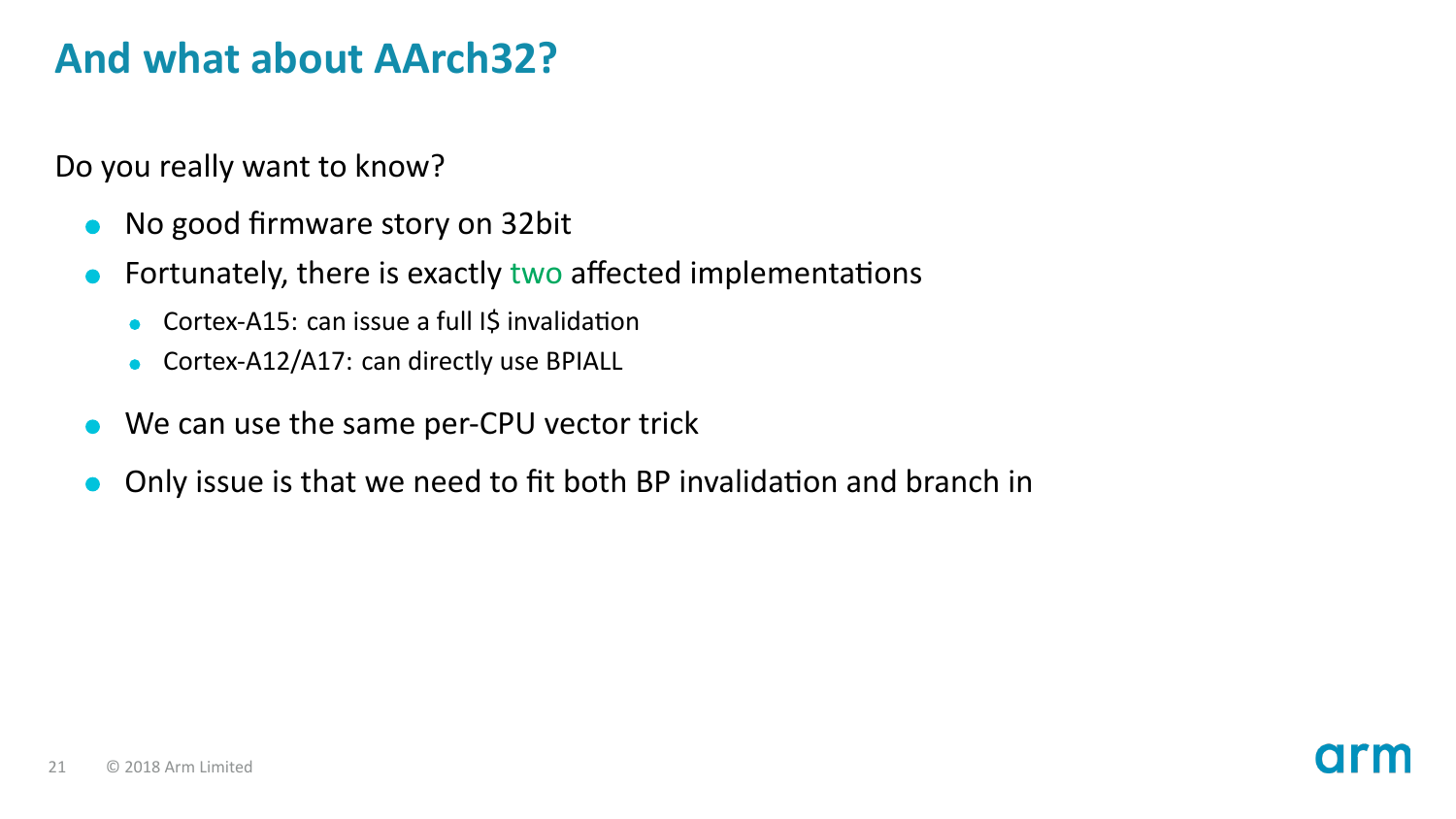# And what about AArch32?

Do you really want to know?

- No good firmware story on 32bit
- Fortunately, there is exactly two affected implementations
  - Cortex-A15: can issue a full I$ invalidation
  - Cortex-A12/A17: can directly use BPIALL
- We can use the same per-CPU vector trick
- Only issue is that we need to fit both BP invalidation and branch in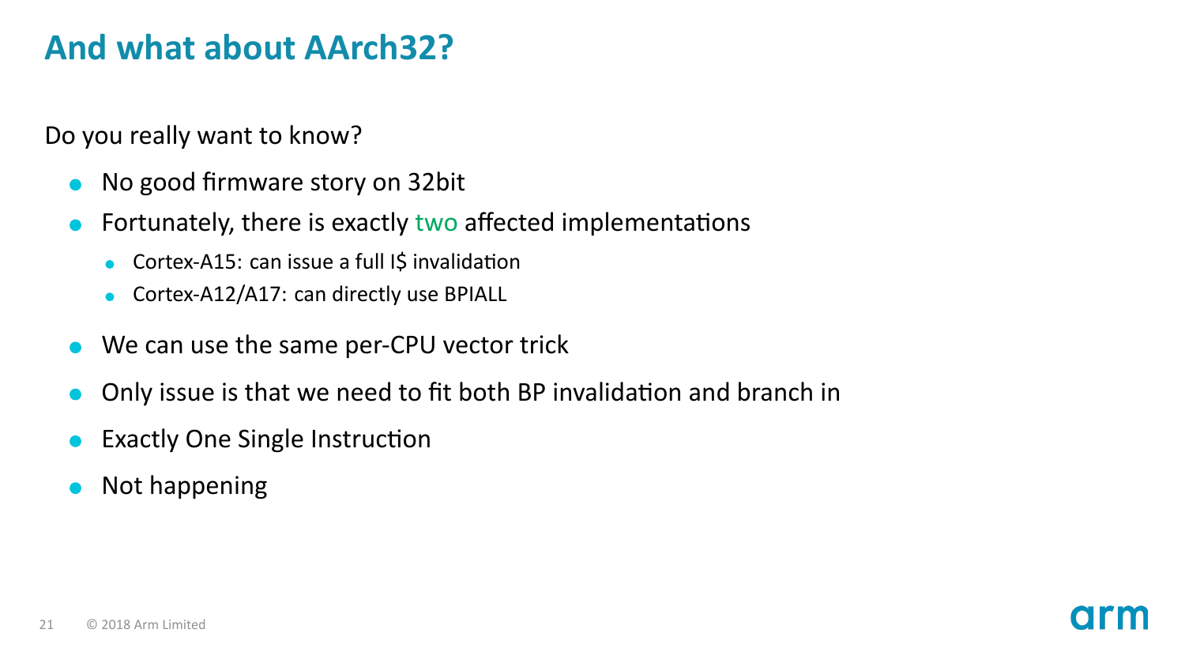# And what about AArch32?

Do you really want to know?

- No good firmware story on 32bit
- Fortunately, there is exactly two affected implementations
  - Cortex-A15: can issue a full I$ invalidation
  - Cortex-A12/A17: can directly use BPIALL
- We can use the same per-CPU vector trick
- Only issue is that we need to fit both BP invalidation and branch in
- Exactly One Single Instruction
- Not happening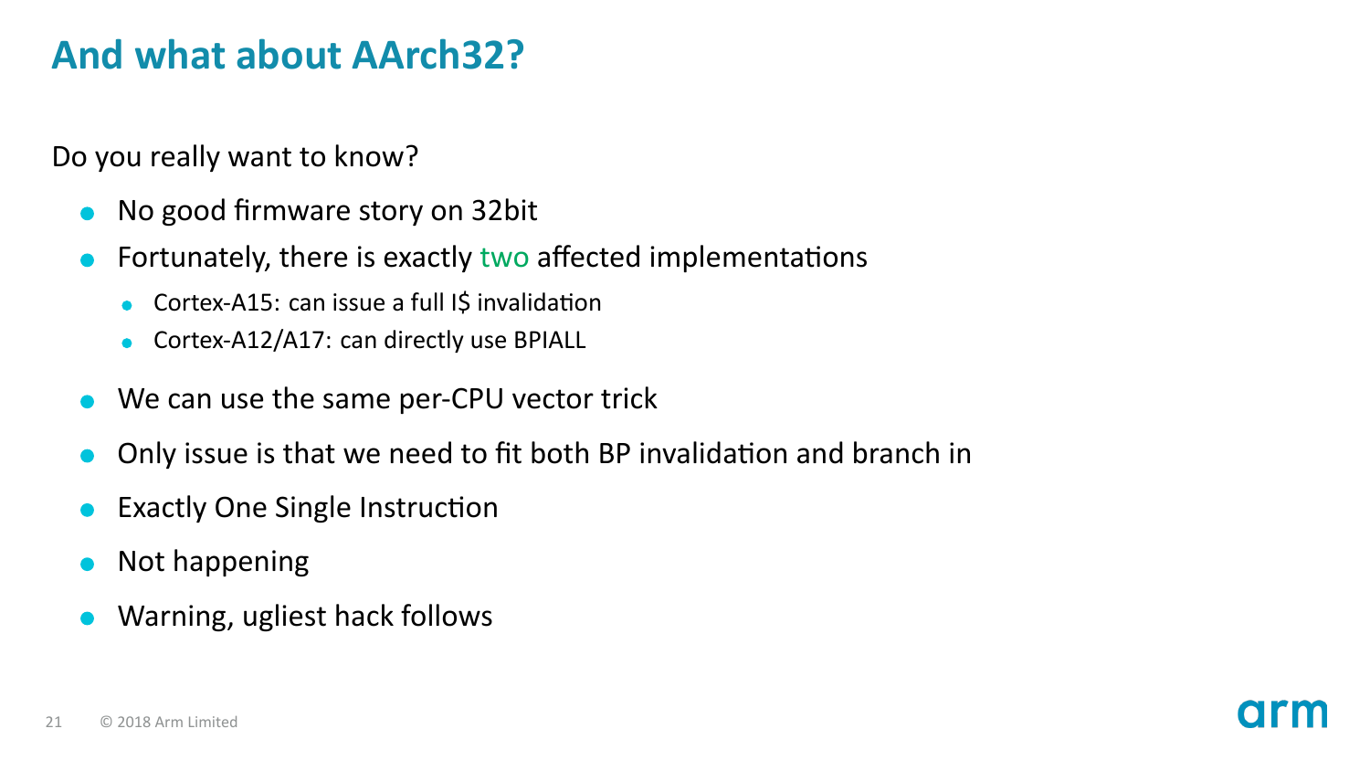# And what about AArch32?

Do you really want to know?

- No good firmware story on 32bit
- Fortunately, there is exactly two affected implementations
  - Cortex-A15: can issue a full I$ invalidation
  - Cortex-A12/A17: can directly use BPIALL
- We can use the same per-CPU vector trick
- Only issue is that we need to fit both BP invalidation and branch in
- Exactly One Single Instruction
- Not happening
- Warning, ugliest hack follows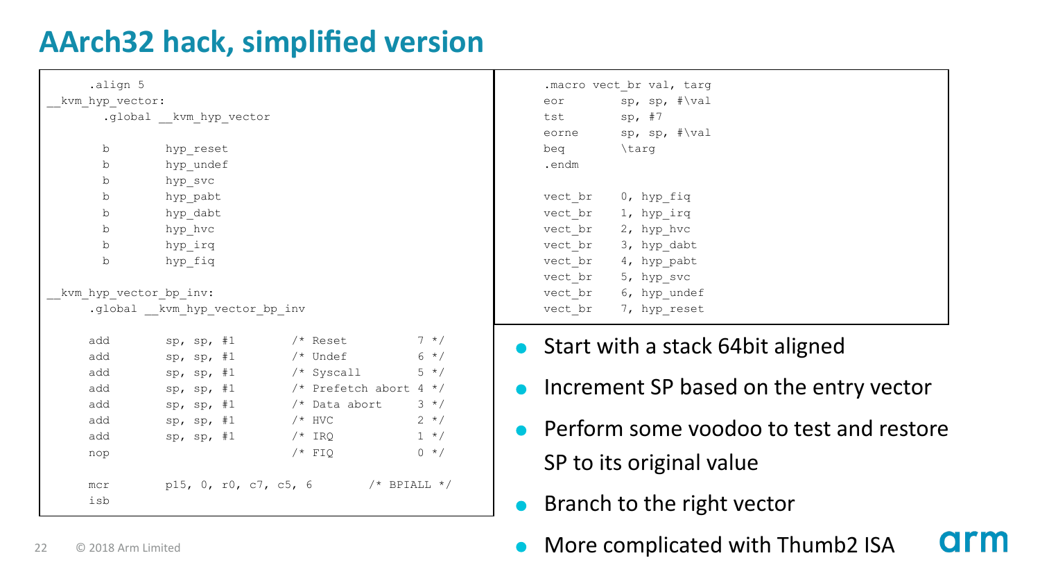# AArch32 hack, simplified version

```
    .align 5
__kvm_hyp_vector:
     .global __kvm_hyp_vector

     b        hyp_reset
     b        hyp_undef
     b        hyp_svc
     b        hyp_pabt
     b        hyp_dabt
     b        hyp_hvc
     b        hyp_irq
     b        hyp_fiq

__kvm_hyp_vector_bp_inv:
    .global __kvm_hyp_vector_bp_inv

    add       sp, sp, #1        /* Reset          7 */
    add       sp, sp, #1        /* Undef          6 */
    add       sp, sp, #1        /* Syscall        5 */
    add       sp, sp, #1        /* Prefetch abort 4 */
    add       sp, sp, #1        /* Data abort     3 */
    add       sp, sp, #1        /* HVC            2 */
    add       sp, sp, #1        /* IRQ            1 */
    nop                         /* FIQ            0 */

    mcr       p15, 0, r0, c7, c5, 6       /* BPIALL */
    isb
```

```
.macro vect_br val, targ
eor        sp, sp, #\val
tst        sp, #7
eorne      sp, sp, #\val
beq        \targ
.endm

vect_br    0, hyp_fiq
vect_br    1, hyp_irq
vect_br    2, hyp_hvc
vect_br    3, hyp_dabt
vect_br    4, hyp_pabt
vect_br    5, hyp_svc
vect_br    6, hyp_undef
vect_br    7, hyp_reset
```

- Start with a stack 64bit aligned
- Increment SP based on the entry vector
- Perform some voodoo to test and restore SP to its original value
- Branch to the right vector
- More complicated with Thumb2 ISA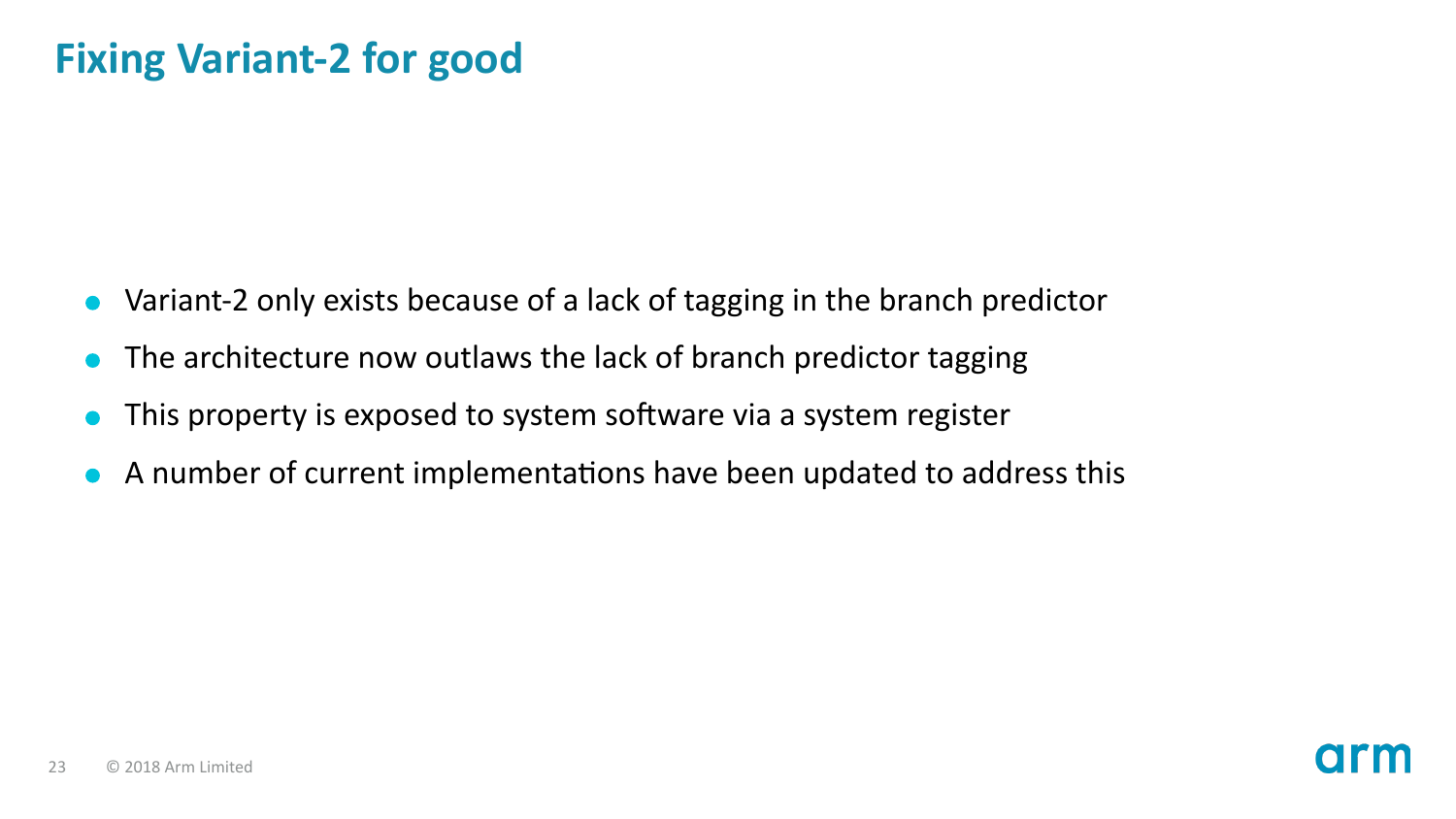# Fixing Variant-2 for good

- Variant-2 only exists because of a lack of tagging in the branch predictor
- The architecture now outlaws the lack of branch predictor tagging
- This property is exposed to system software via a system register
- A number of current implementations have been updated to address this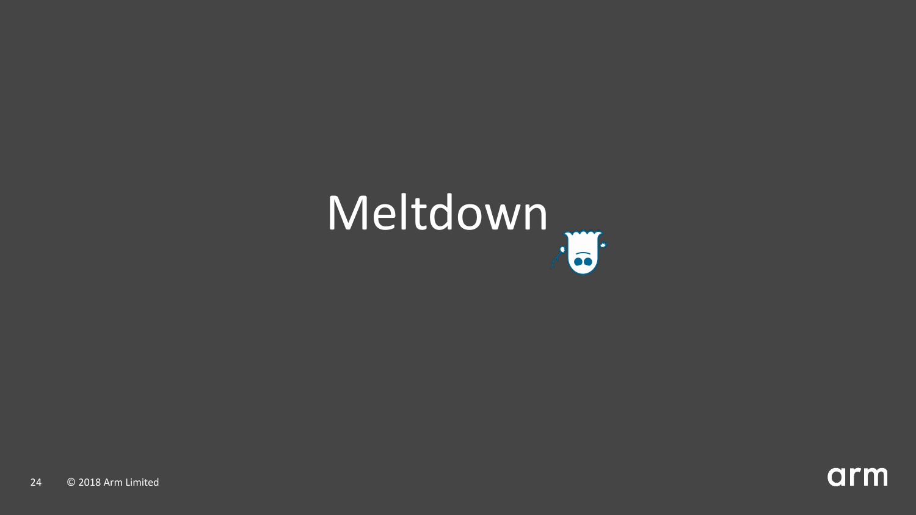# Meltdown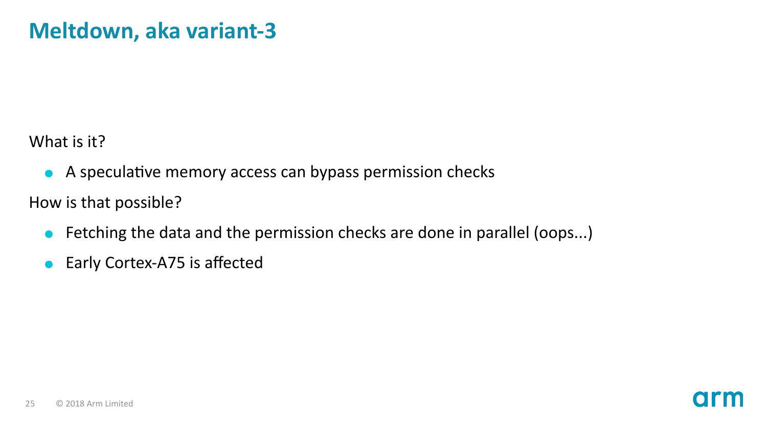# Meltdown, aka variant-3

What is it?

- A speculative memory access can bypass permission checks

How is that possible?

- Fetching the data and the permission checks are done in parallel (oops...)
- Early Cortex-A75 is affected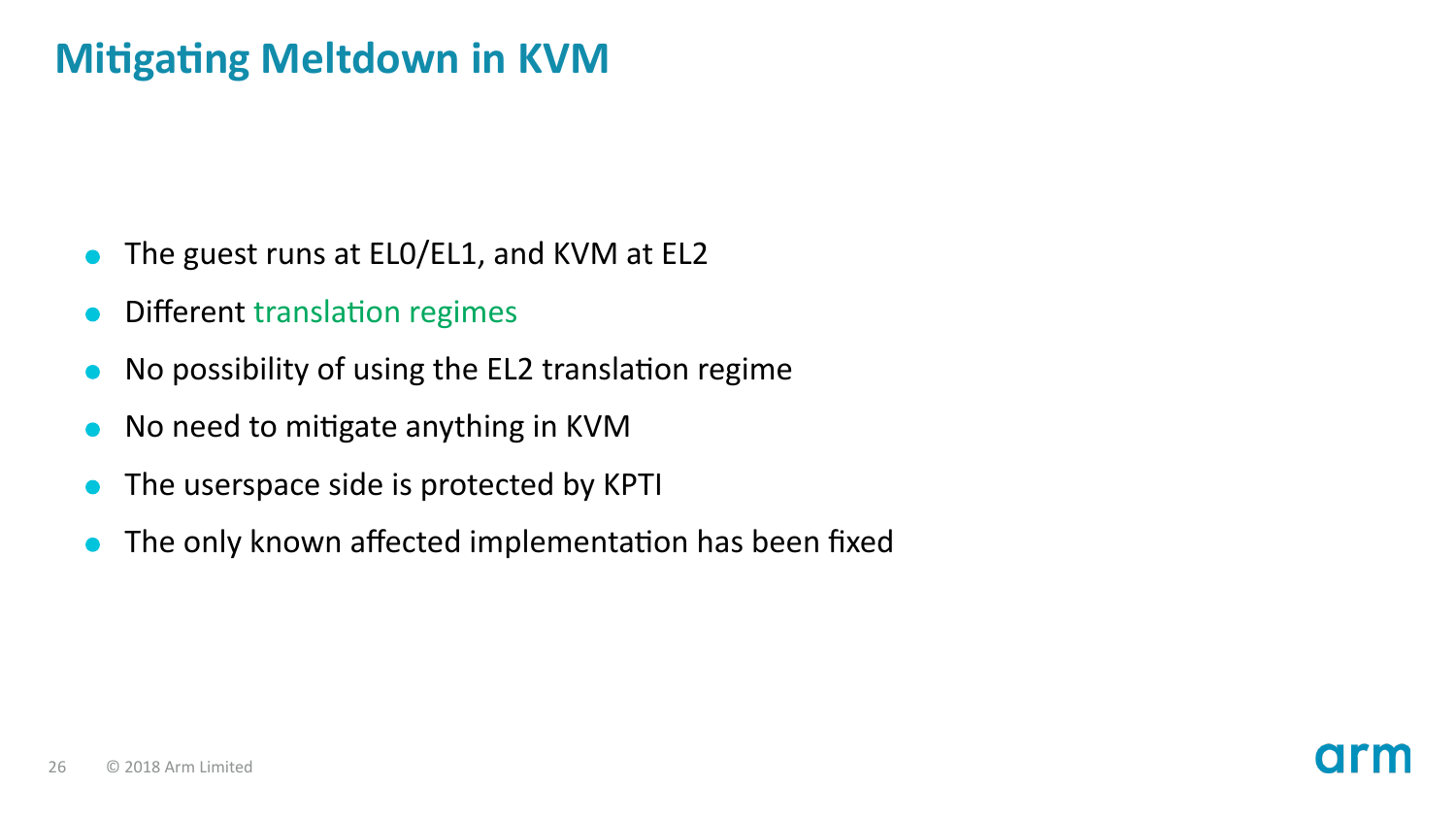# Mitigating Meltdown in KVM

- The guest runs at EL0/EL1, and KVM at EL2
- Different translation regimes
- No possibility of using the EL2 translation regime
- No need to mitigate anything in KVM
- The userspace side is protected by KPTI
- The only known affected implementation has been fixed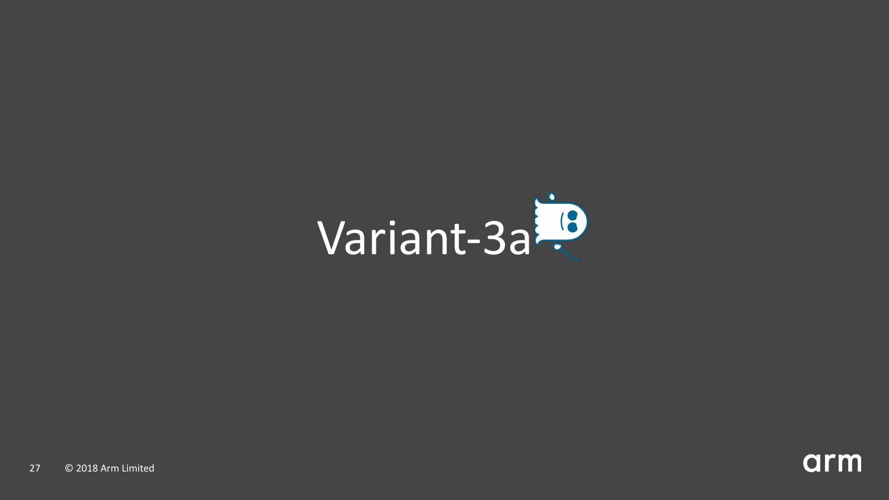# Variant-3a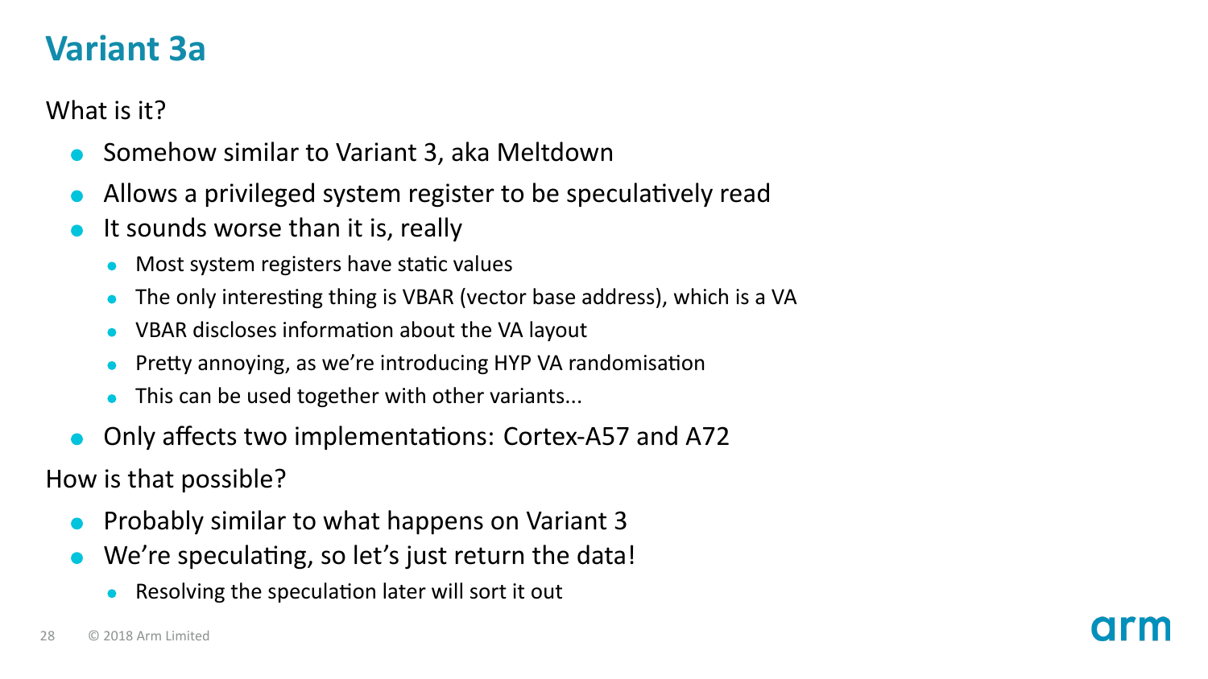# Variant 3a

What is it?

- Somehow similar to Variant 3, aka Meltdown
- Allows a privileged system register to be speculatively read
- It sounds worse than it is, really
  - Most system registers have static values
  - The only interesting thing is VBAR (vector base address), which is a VA
  - VBAR discloses information about the VA layout
  - Pretty annoying, as we're introducing HYP VA randomisation
  - This can be used together with other variants...
- Only affects two implementations: Cortex-A57 and A72

How is that possible?

- Probably similar to what happens on Variant 3
- We're speculating, so let's just return the data!
  - Resolving the speculation later will sort it out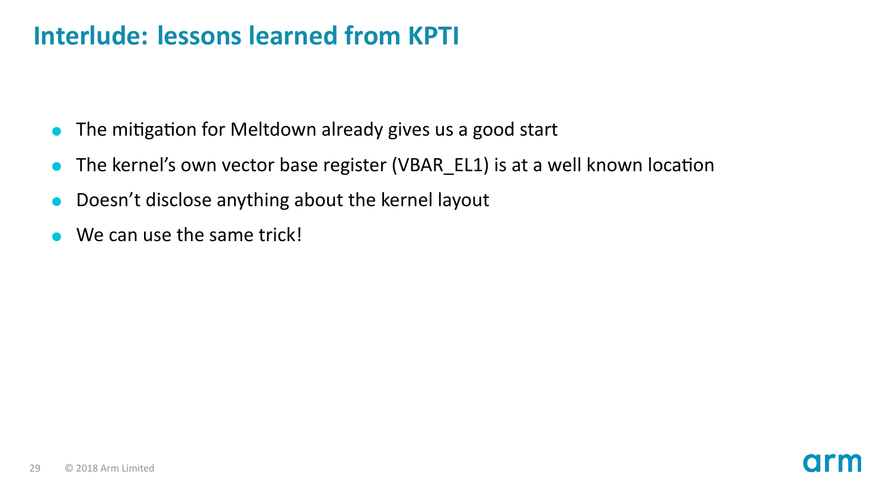# Interlude: lessons learned from KPTI

- The mitigation for Meltdown already gives us a good start
- The kernel's own vector base register (VBAR_EL1) is at a well known location
- Doesn't disclose anything about the kernel layout
- We can use the same trick!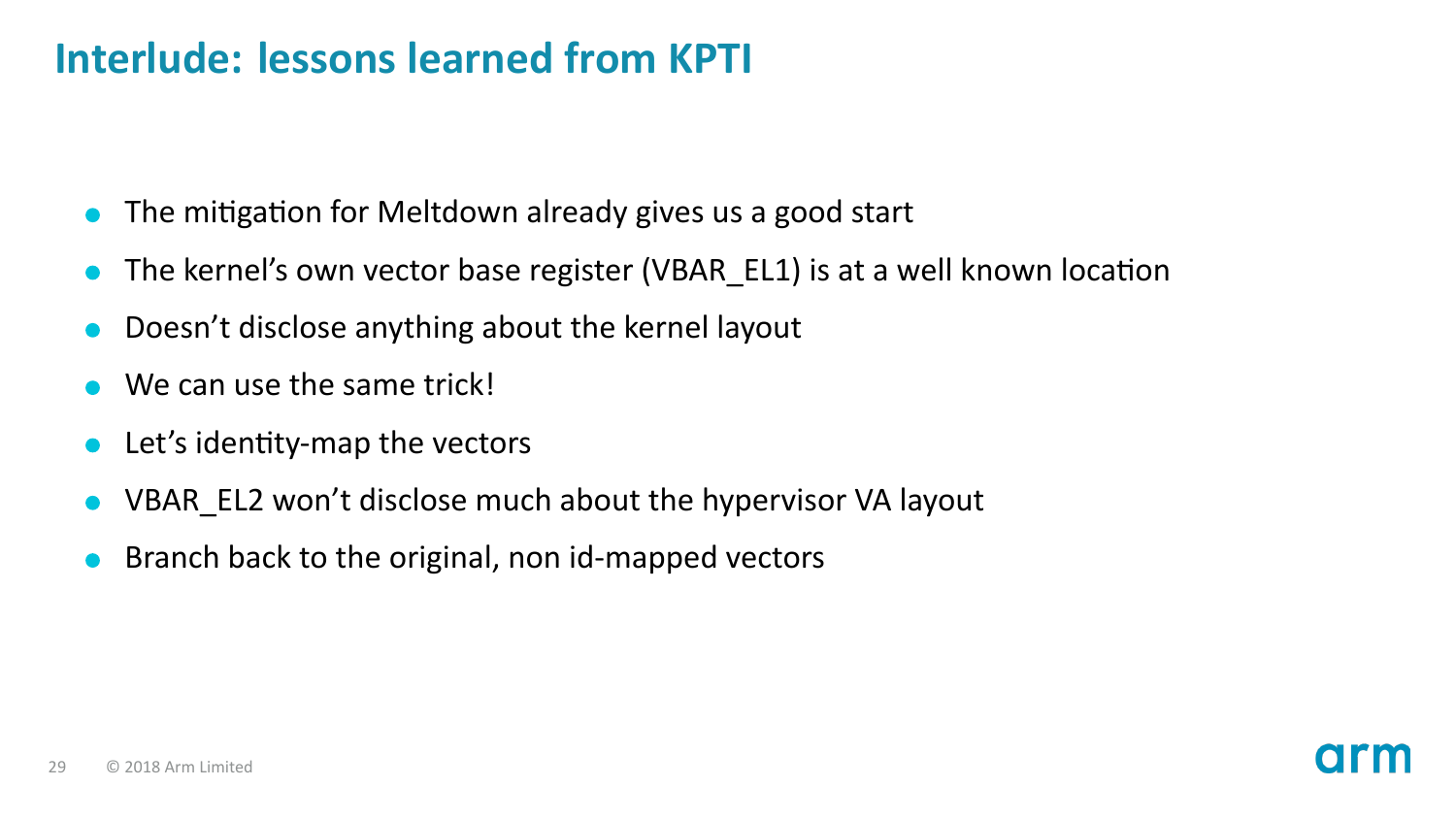# Interlude: lessons learned from KPTI

- The mitigation for Meltdown already gives us a good start
- The kernel's own vector base register (VBAR_EL1) is at a well known location
- Doesn't disclose anything about the kernel layout
- We can use the same trick!
- Let's identity-map the vectors
- VBAR_EL2 won't disclose much about the hypervisor VA layout
- Branch back to the original, non id-mapped vectors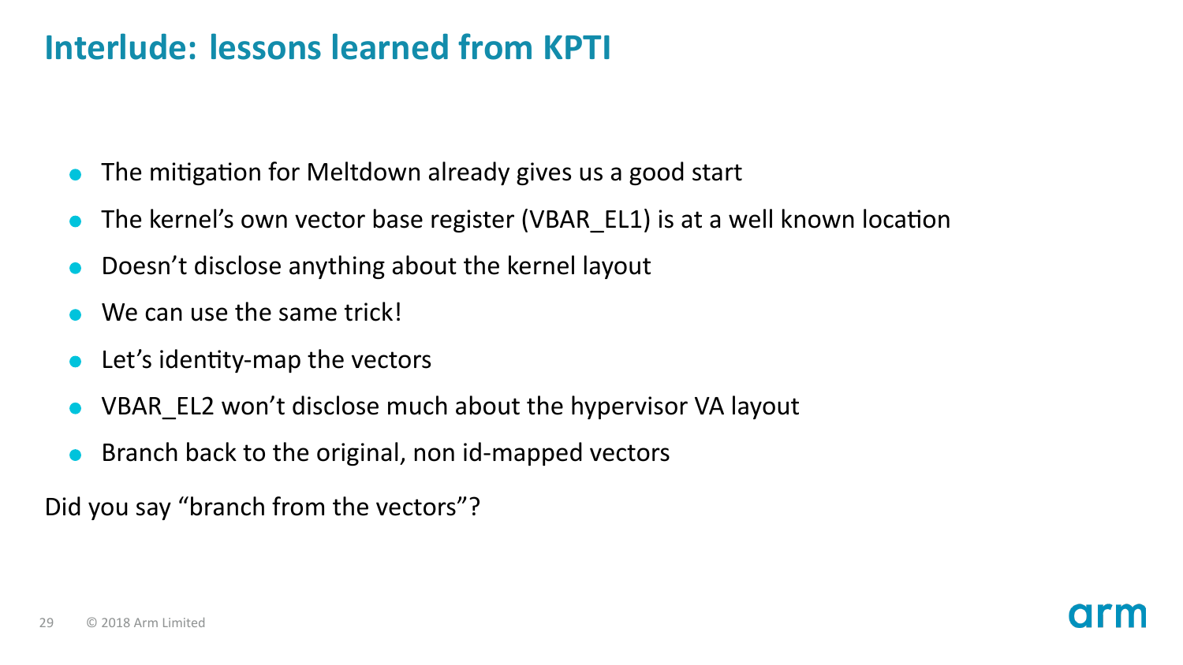# Interlude: lessons learned from KPTI

- The mitigation for Meltdown already gives us a good start
- The kernel's own vector base register (VBAR_EL1) is at a well known location
- Doesn't disclose anything about the kernel layout
- We can use the same trick!
- Let's identity-map the vectors
- VBAR_EL2 won't disclose much about the hypervisor VA layout
- Branch back to the original, non id-mapped vectors

Did you say "branch from the vectors"?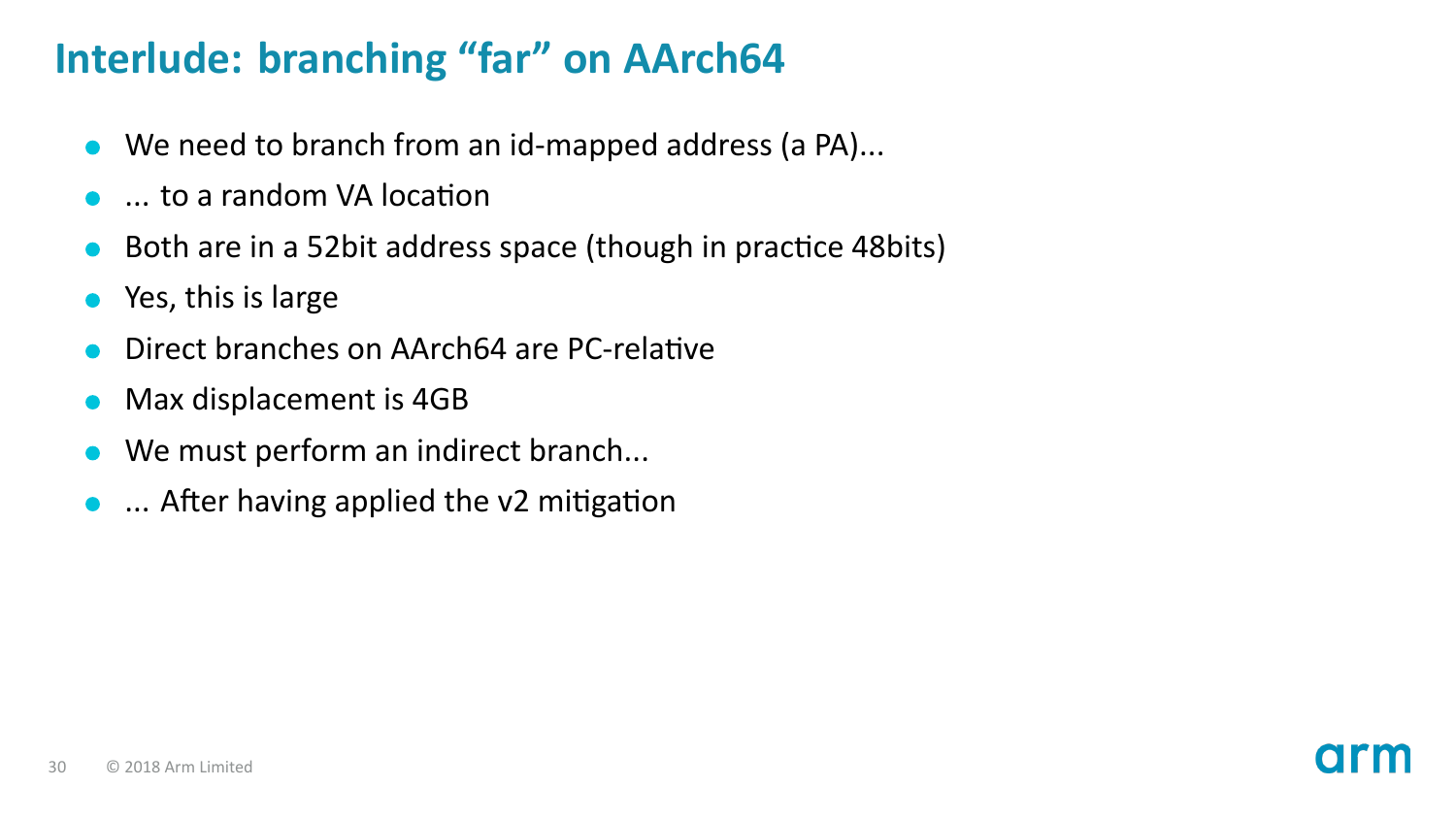# Interlude: branching “far” on AArch64

- We need to branch from an id-mapped address (a PA)...
- ... to a random VA location
- Both are in a 52bit address space (though in practice 48bits)
- Yes, this is large
- Direct branches on AArch64 are PC-relative
- Max displacement is 4GB
- We must perform an indirect branch...
- ... After having applied the v2 mitigation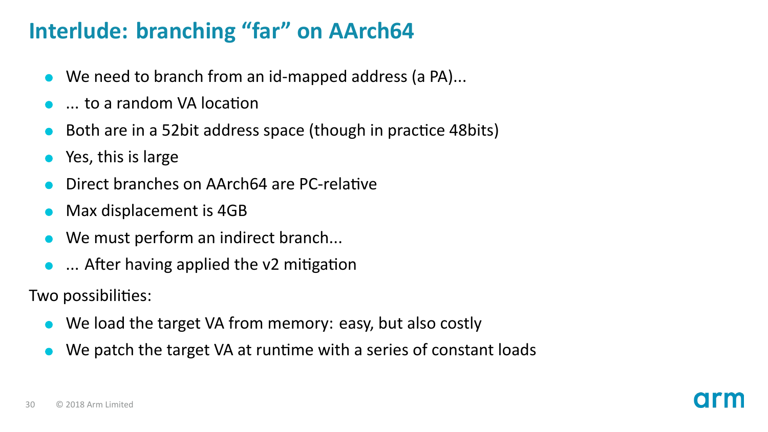# Interlude: branching “far” on AArch64

- We need to branch from an id-mapped address (a PA)...
- ... to a random VA location
- Both are in a 52bit address space (though in practice 48bits)
- Yes, this is large
- Direct branches on AArch64 are PC-relative
- Max displacement is 4GB
- We must perform an indirect branch...
- ... After having applied the v2 mitigation

Two possibilities:

- We load the target VA from memory: easy, but also costly
- We patch the target VA at runtime with a series of constant loads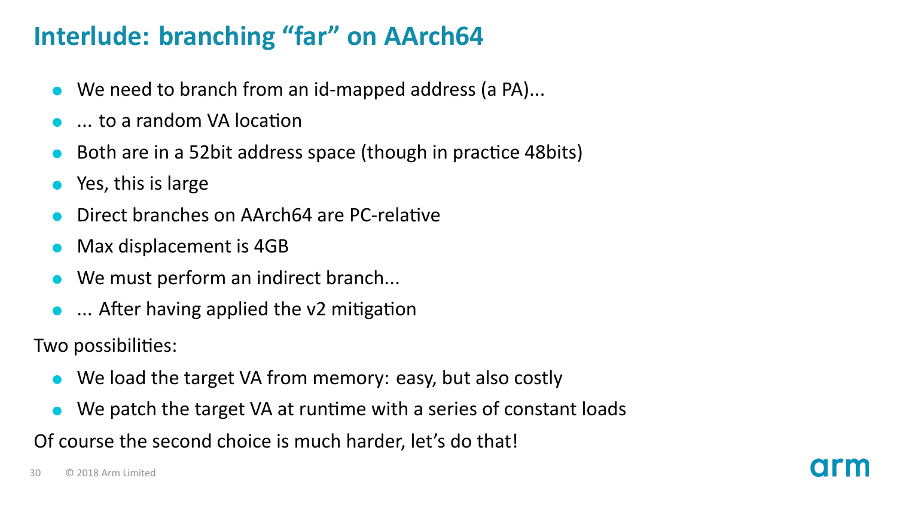# Interlude: branching “far” on AArch64

- We need to branch from an id-mapped address (a PA)...
- ... to a random VA location
- Both are in a 52bit address space (though in practice 48bits)
- Yes, this is large
- Direct branches on AArch64 are PC-relative
- Max displacement is 4GB
- We must perform an indirect branch...
- ... After having applied the v2 mitigation

Two possibilities:

- We load the target VA from memory: easy, but also costly
- We patch the target VA at runtime with a series of constant loads

Of course the second choice is much harder, let’s do that!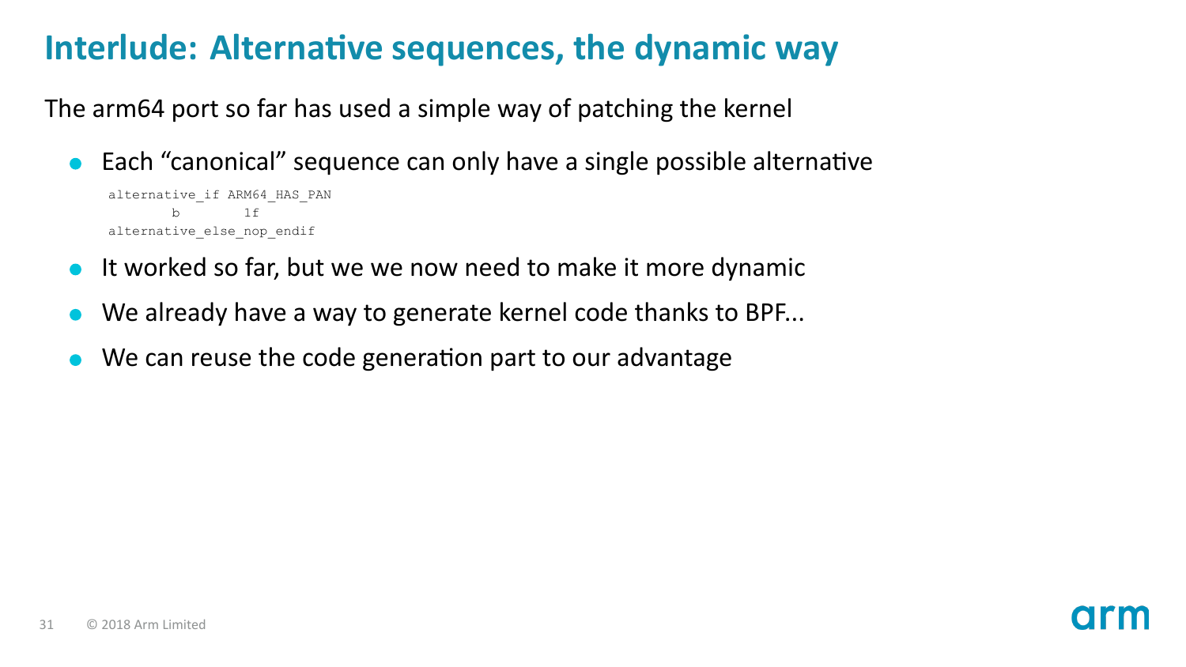# Interlude: Alternative sequences, the dynamic way

The arm64 port so far has used a simple way of patching the kernel

- Each “canonical” sequence can only have a single possible alternative

```
alternative_if ARM64_HAS_PAN
        b       1f
alternative_else_nop_endif
```

- It worked so far, but we we now need to make it more dynamic
- We already have a way to generate kernel code thanks to BPF...
- We can reuse the code generation part to our advantage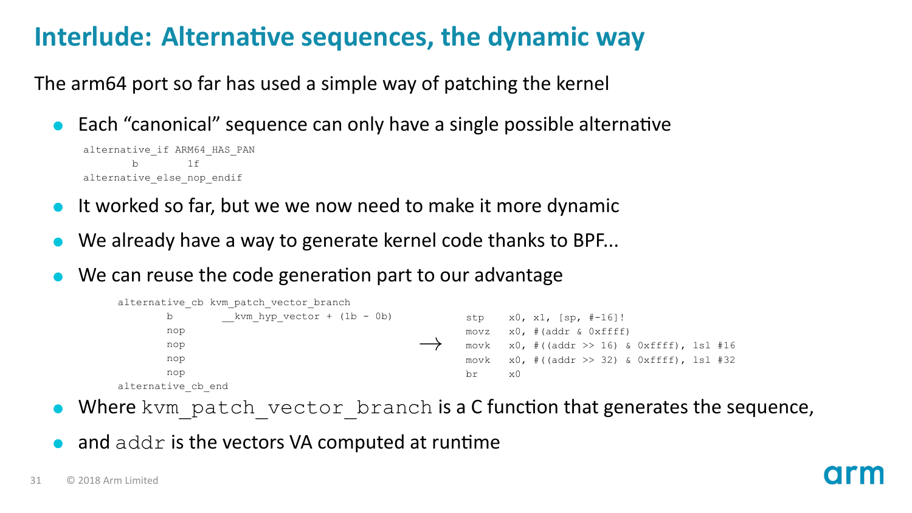# Interlude: Alternative sequences, the dynamic way

The arm64 port so far has used a simple way of patching the kernel

- Each "canonical" sequence can only have a single possible alternative

```
alternative_if ARM64_HAS_PAN
        b       1f
alternative_else_nop_endif
```

- It worked so far, but we we now need to make it more dynamic
- We already have a way to generate kernel code thanks to BPF...
- We can reuse the code generation part to our advantage

```
alternative_cb kvm_patch_vector_branch
        b       __kvm_hyp_vector + (1b - 0b)
        nop
        nop
        nop
        nop
alternative_cb_end
```

→

```
stp     x0, x1, [sp, #-16]!
movz    x0, #(addr & 0xffff)
movk    x0, #((addr >> 16) & 0xffff), lsl #16
movk    x0, #((addr >> 32) & 0xffff), lsl #32
br      x0
```

- Where `kvm_patch_vector_branch` is a C function that generates the sequence,
- and `addr` is the vectors VA computed at runtime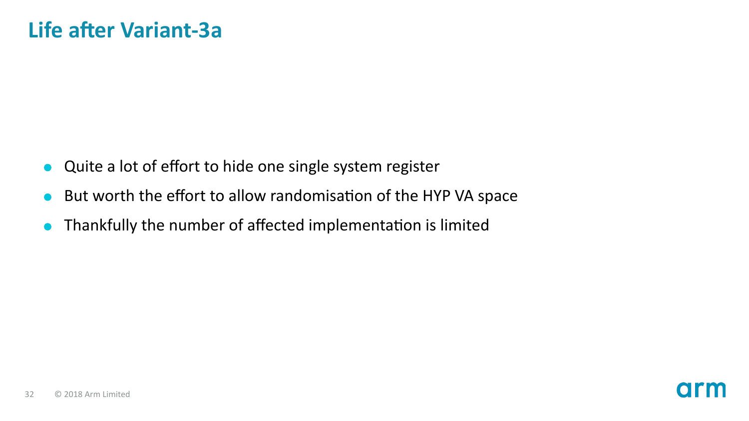# Life after Variant-3a

- Quite a lot of effort to hide one single system register
- But worth the effort to allow randomisation of the HYP VA space
- Thankfully the number of affected implementation is limited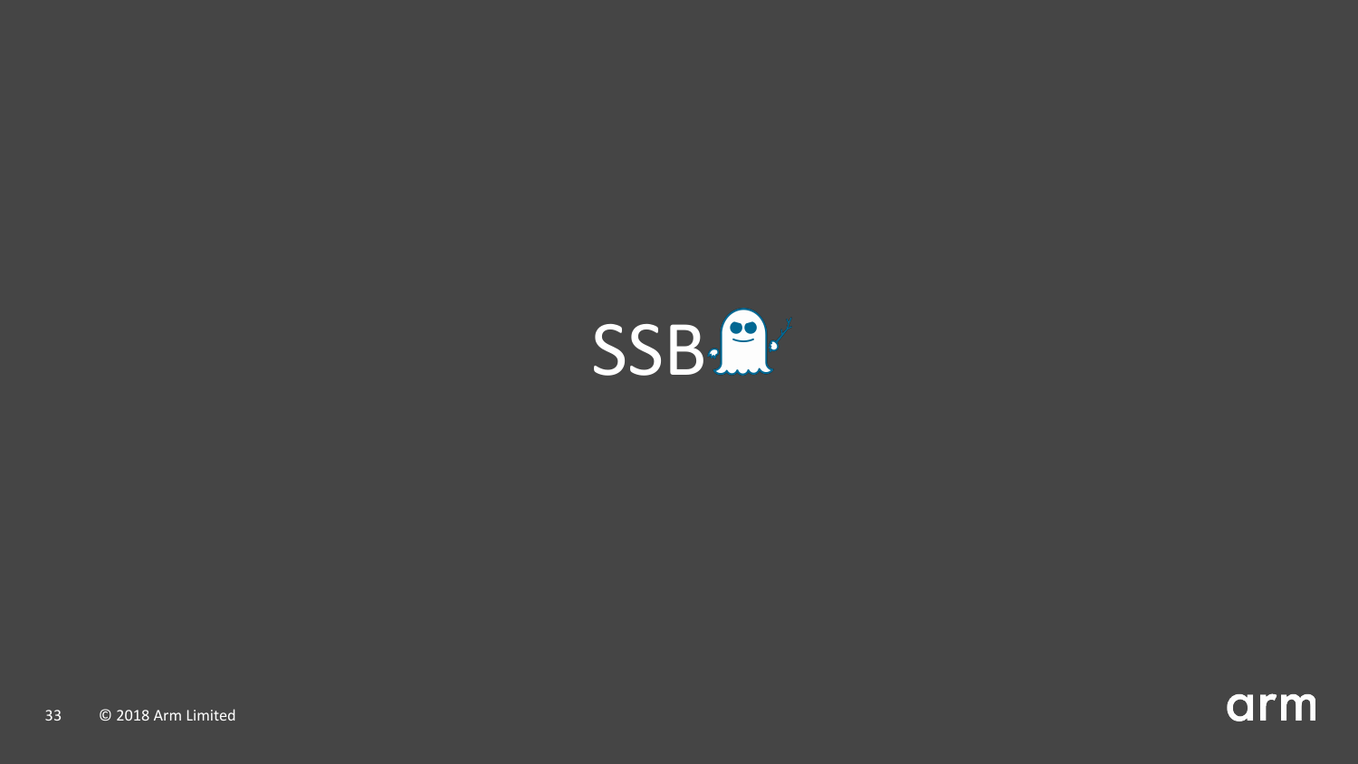# SSB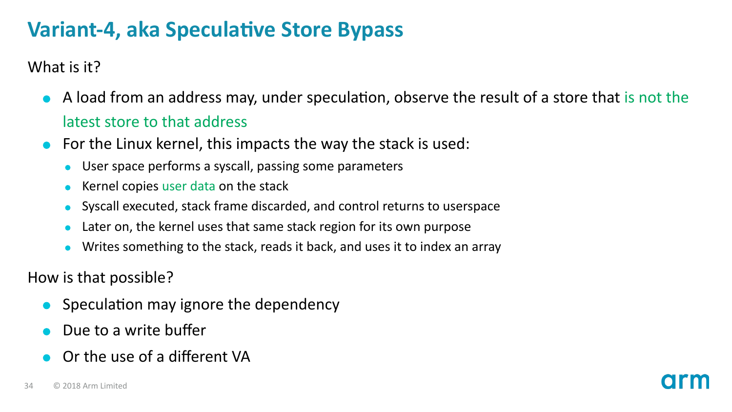# Variant-4, aka Speculative Store Bypass

What is it?

- A load from an address may, under speculation, observe the result of a store that is not the latest store to that address
- For the Linux kernel, this impacts the way the stack is used:
  - User space performs a syscall, passing some parameters
  - Kernel copies user data on the stack
  - Syscall executed, stack frame discarded, and control returns to userspace
  - Later on, the kernel uses that same stack region for its own purpose
  - Writes something to the stack, reads it back, and uses it to index an array

How is that possible?

- Speculation may ignore the dependency
- Due to a write buffer
- Or the use of a different VA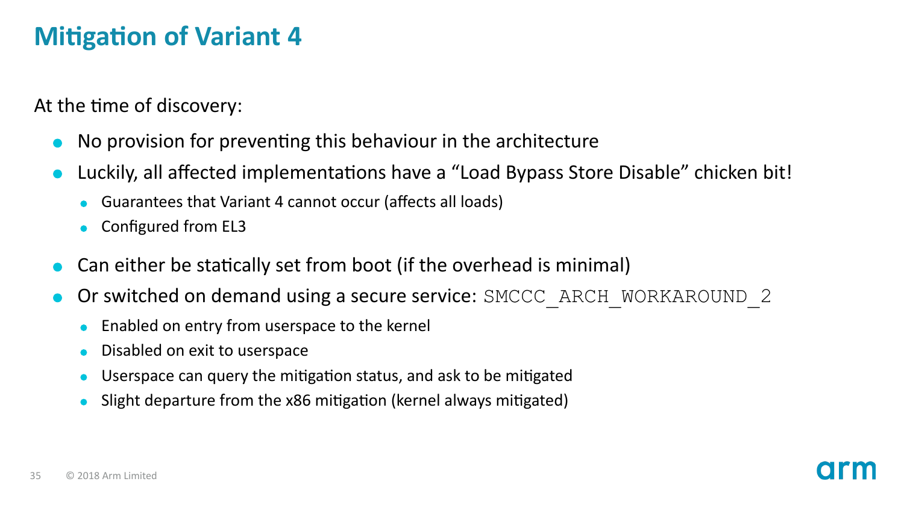# Mitigation of Variant 4

At the time of discovery:

- No provision for preventing this behaviour in the architecture
- Luckily, all affected implementations have a "Load Bypass Store Disable" chicken bit!
  - Guarantees that Variant 4 cannot occur (affects all loads)
  - Configured from EL3
- Can either be statically set from boot (if the overhead is minimal)
- Or switched on demand using a secure service: `SMCCC_ARCH_WORKAROUND_2`
  - Enabled on entry from userspace to the kernel
  - Disabled on exit to userspace
  - Userspace can query the mitigation status, and ask to be mitigated
  - Slight departure from the x86 mitigation (kernel always mitigated)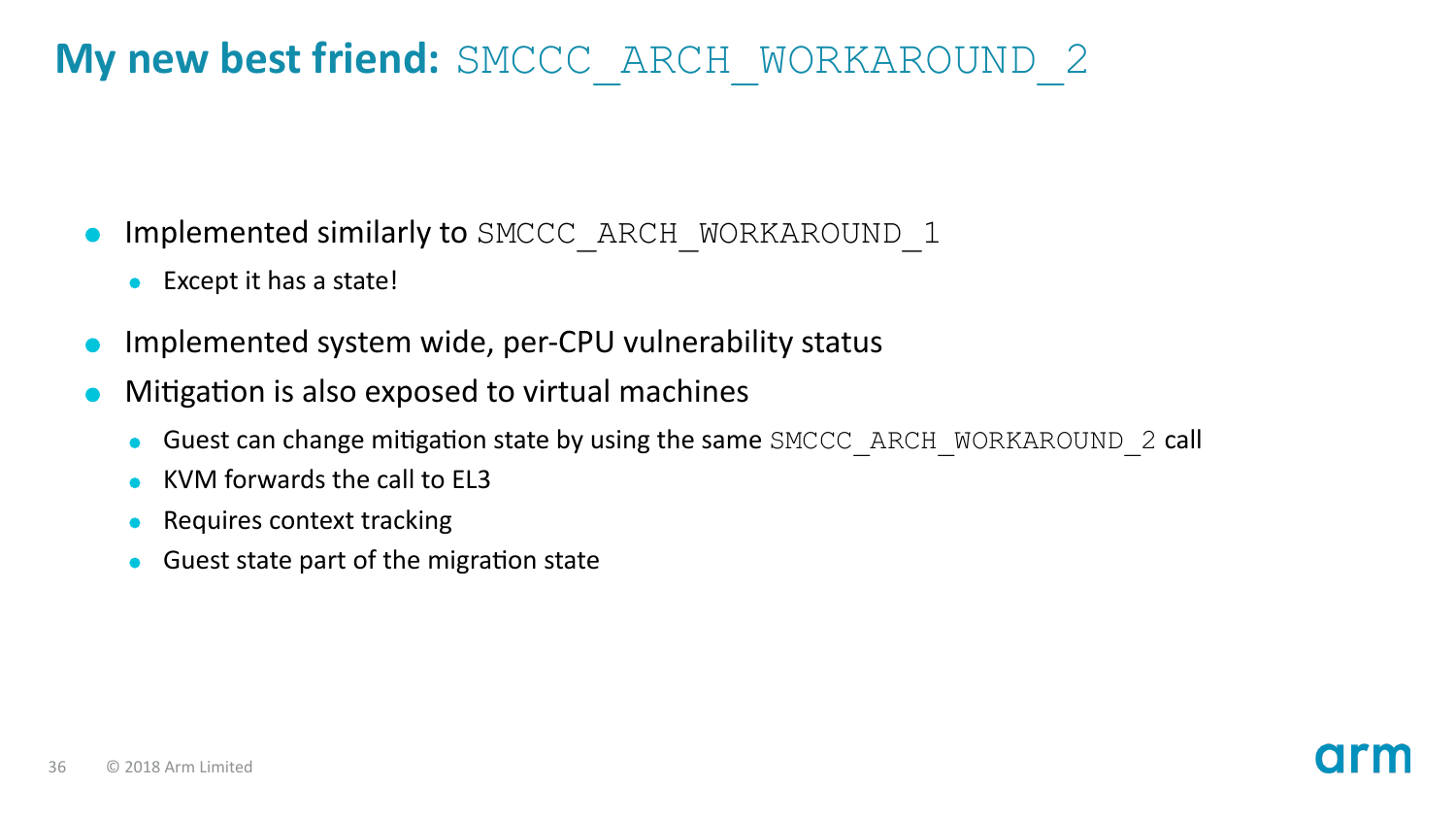# My new best friend: `SMCCC_ARCH_WORKAROUND_2`

- Implemented similarly to `SMCCC_ARCH_WORKAROUND_1`
  - Except it has a state!
- Implemented system wide, per-CPU vulnerability status
- Mitigation is also exposed to virtual machines
  - Guest can change mitigation state by using the same `SMCCC_ARCH_WORKAROUND_2` call
  - KVM forwards the call to EL3
  - Requires context tracking
  - Guest state part of the migration state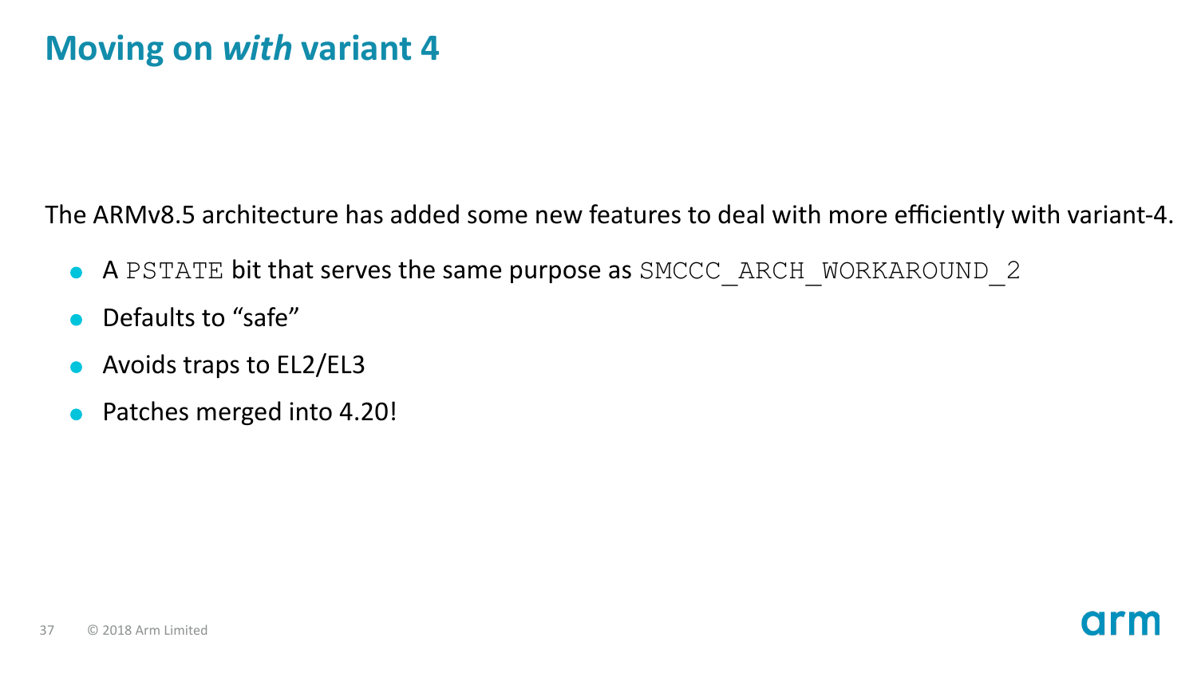# Moving on *with* variant 4

The ARMv8.5 architecture has added some new features to deal with more efficiently with variant-4.

- A `PSTATE` bit that serves the same purpose as `SMCCC_ARCH_WORKAROUND_2`
- Defaults to “safe”
- Avoids traps to EL2/EL3
- Patches merged into 4.20!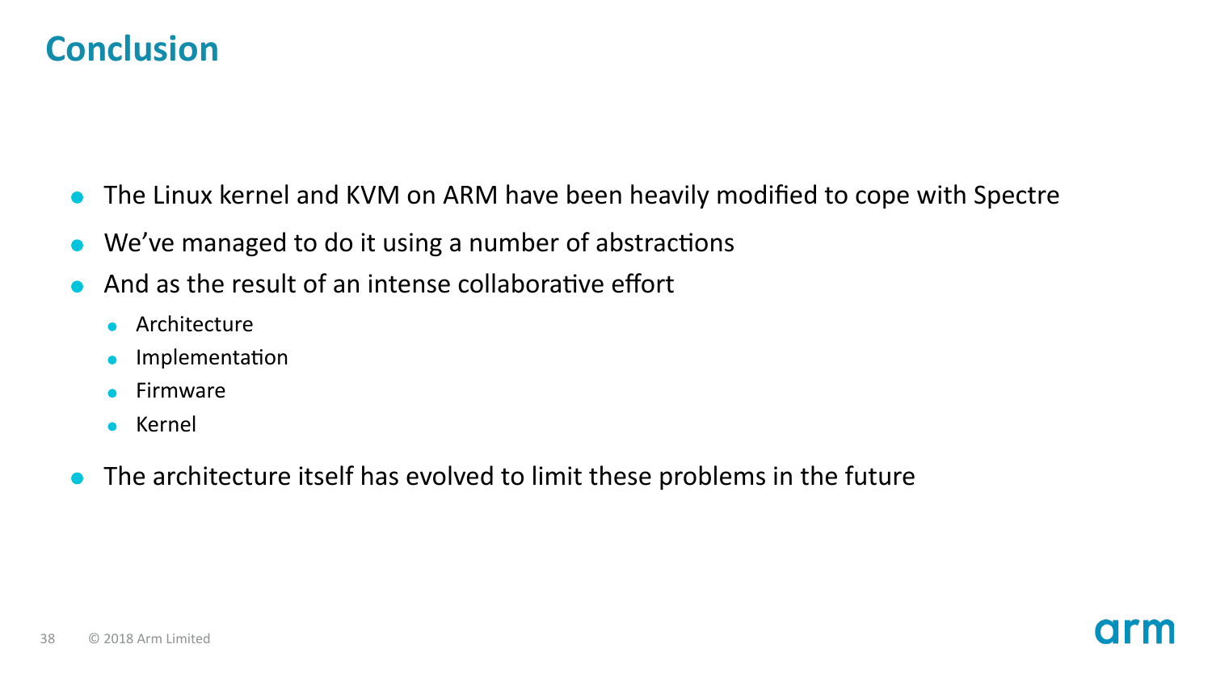# Conclusion

- The Linux kernel and KVM on ARM have been heavily modified to cope with Spectre
- We've managed to do it using a number of abstractions
- And as the result of an intense collaborative effort
  - Architecture
  - Implementation
  - Firmware
  - Kernel
- The architecture itself has evolved to limit these problems in the future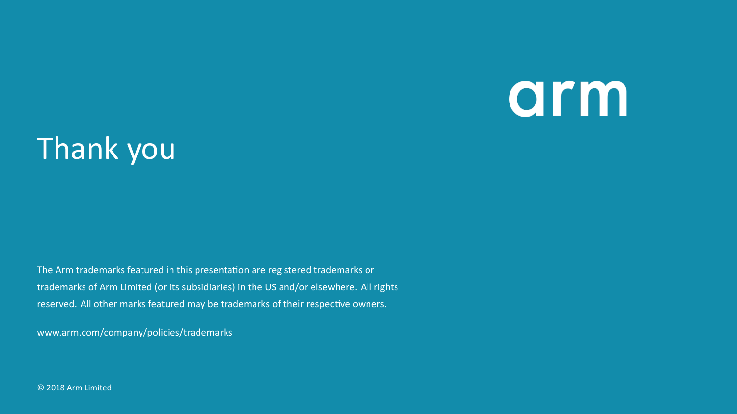arm

# Thank you

The Arm trademarks featured in this presentation are registered trademarks or trademarks of Arm Limited (or its subsidiaries) in the US and/or elsewhere. All rights reserved. All other marks featured may be trademarks of their respective owners.

www.arm.com/company/policies/trademarks

© 2018 Arm Limited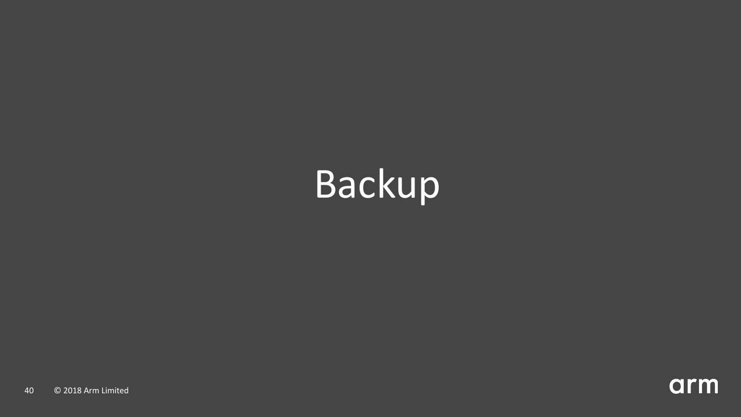# Backup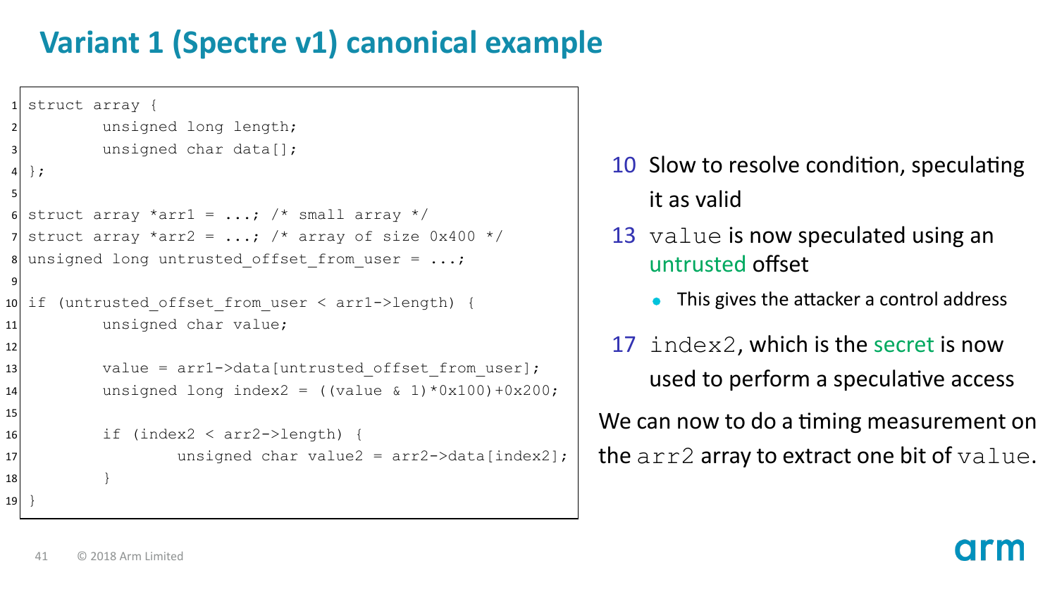# Variant 1 (Spectre v1) canonical example

```
1  struct array {
2          unsigned long length;
3          unsigned char data[];
4  };
5
6  struct array *arr1 = ...; /* small array */
7  struct array *arr2 = ...; /* array of size 0x400 */
8  unsigned long untrusted_offset_from_user = ...;
9
10 if (untrusted_offset_from_user < arr1->length) {
11         unsigned char value;
12
13         value = arr1->data[untrusted_offset_from_user];
14         unsigned long index2 = ((value & 1)*0x100)+0x200;
15
16         if (index2 < arr2->length) {
17                 unsigned char value2 = arr2->data[index2];
18         }
19 }
```

- 10 Slow to resolve condition, speculating it as valid
- 13 `value` is now speculated using an untrusted offset
  - This gives the attacker a control address
- 17 `index2`, which is the secret is now used to perform a speculative access

We can now to do a timing measurement on the `arr2` array to extract one bit of `value`.